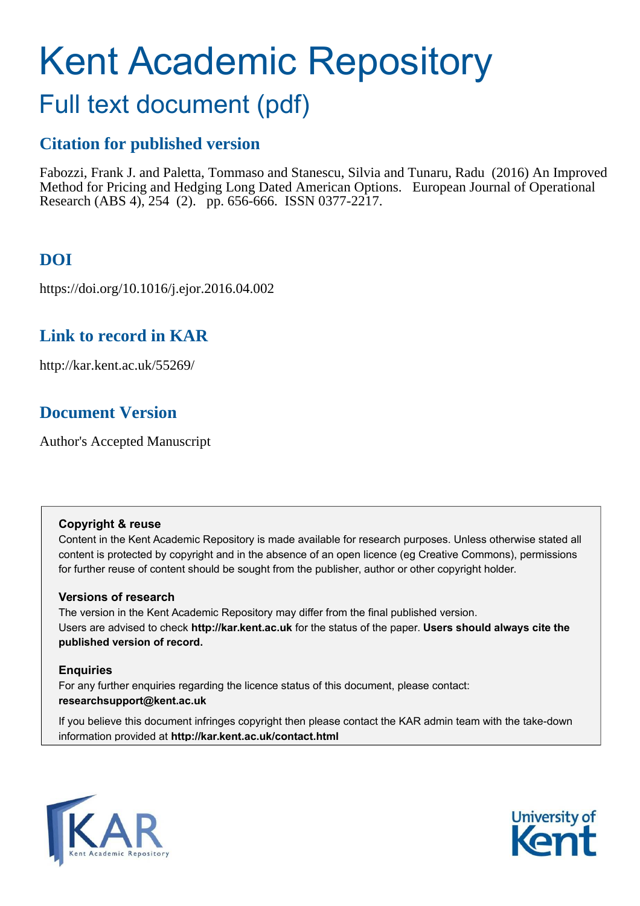# Kent Academic Repository

## Full text document (pdf)

### Citation for published version

Fabozzi, Frank J. and Paletta, Tommaso and Stanescu, Silvia and Tunaru, Radu (2016) An Improved Method for Pricing and Hedging Long Dated American Options. European Journal of Operational Research (ABS 4), 254 (2). pp. 656-666. ISSN 0377-2217.

### DOI

https://doi.org/10.1016/j.ejor.2016.04.002

### Link to record in KAR

http://kar.kent.ac.uk/55269/

### Document Version

Author's Accepted Manuscript

**Copyright & reuse**

Content in the Kent Academic Repository is made available for research purposes. Unless otherwise stated all content is protected by copyright and in the absence of an open licence (eg Creative Commons), permissions for further reuse of content should be sought from the publisher, author or other copyright holder.

**Versions of research**

The version in the Kent Academic Repository may differ from the final published version. Users are advised to check **http://kar.kent.ac.uk** for the status of the paper. **Users should always cite the published version of record.**

**Enquiries**

For any further enquiries regarding the licence status of this document, please contact: **researchsupport@kent.ac.uk**

If you believe this document infringes copyright then please contact the KAR admin team with the take-down information provided at **http://kar.kent.ac.uk/contact.html**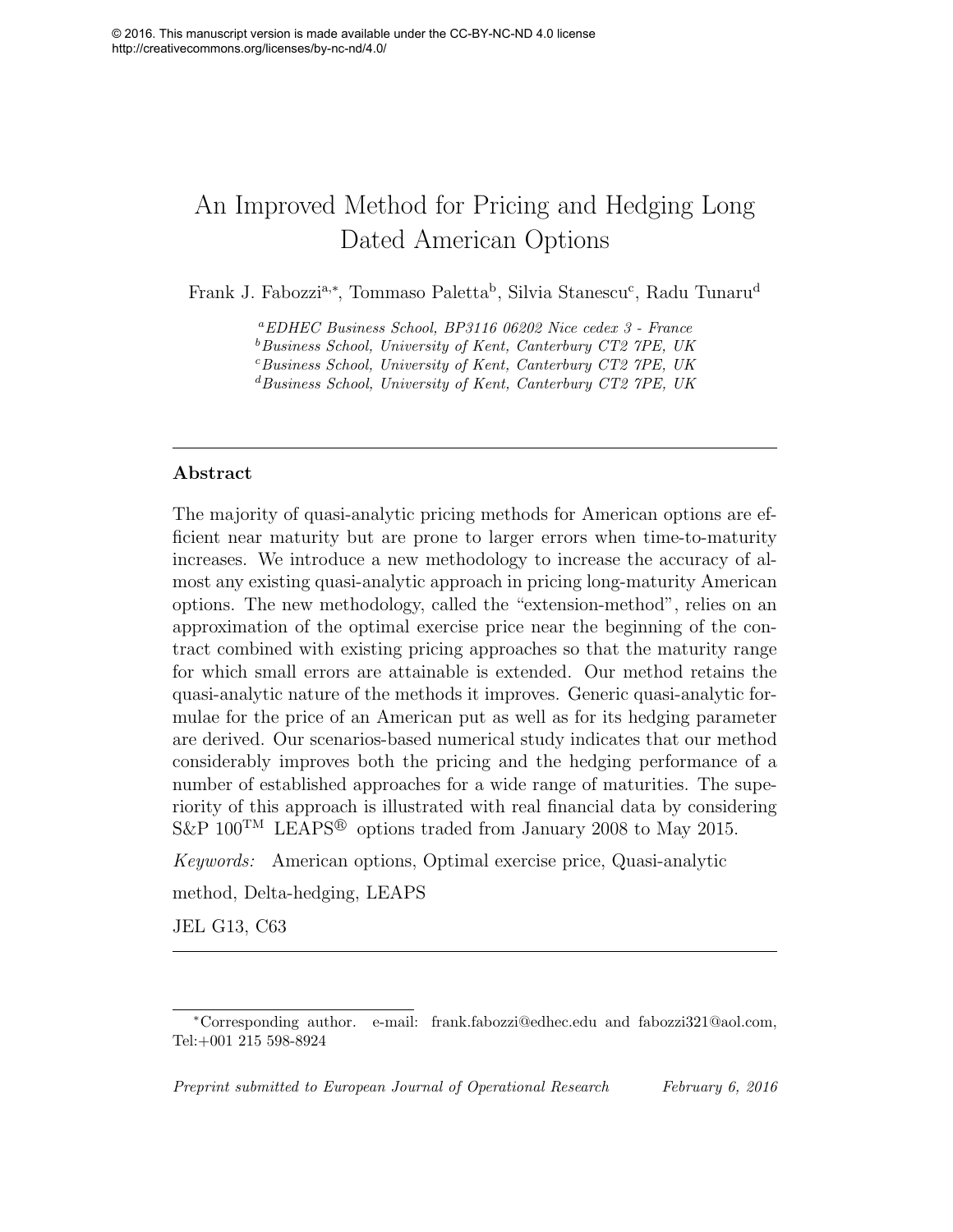© 2016. This manuscript version is made available under the CC-BY-NC-ND 4.0 license
http://creativecommons.org/licenses/by-nc-nd/4.0/

# An Improved Method for Pricing and Hedging Long Dated American Options

Frank J. Fabozzi[a,*], Tommaso Paletta[b], Silvia Stanescu[c], Radu Tunaru[d]

[a] *EDHEC Business School, BP3116 06202 Nice cedex 3 - France*
[b] *Business School, University of Kent, Canterbury CT2 7PE, UK*
[c] *Business School, University of Kent, Canterbury CT2 7PE, UK*
[d] *Business School, University of Kent, Canterbury CT2 7PE, UK*

---

## Abstract

The majority of quasi-analytic pricing methods for American options are efficient near maturity but are prone to larger errors when time-to-maturity increases. We introduce a new methodology to increase the accuracy of almost any existing quasi-analytic approach in pricing long-maturity American options. The new methodology, called the "extension-method", relies on an approximation of the optimal exercise price near the beginning of the contract combined with existing pricing approaches so that the maturity range for which small errors are attainable is extended. Our method retains the quasi-analytic nature of the methods it improves. Generic quasi-analytic formulae for the price of an American put as well as for its hedging parameter are derived. Our scenarios-based numerical study indicates that our method considerably improves both the pricing and the hedging performance of a number of established approaches for a wide range of maturities. The superiority of this approach is illustrated with real financial data by considering S&P 100™ LEAPS® options traded from January 2008 to May 2015.

*Keywords:* American options, Optimal exercise price, Quasi-analytic method, Delta-hedging, LEAPS

JEL G13, C63

---

*Corresponding author. e-mail: frank.fabozzi@edhec.edu and fabozzi321@aol.com, Tel:+001 215 598-8924

*Preprint submitted to European Journal of Operational Research* *February 6, 2016*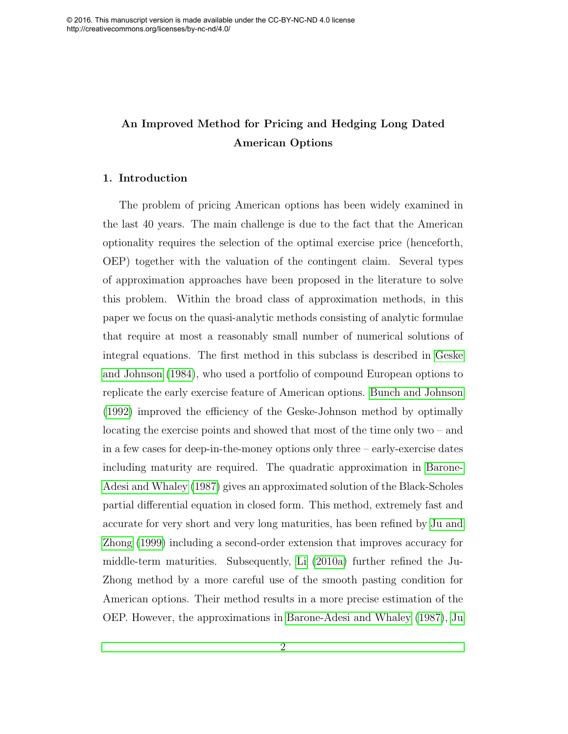# An Improved Method for Pricing and Hedging Long Dated American Options

## 1. Introduction

The problem of pricing American options has been widely examined in the last 40 years. The main challenge is due to the fact that the American optionality requires the selection of the optimal exercise price (henceforth, OEP) together with the valuation of the contingent claim. Several types of approximation approaches have been proposed in the literature to solve this problem. Within the broad class of approximation methods, in this paper we focus on the quasi-analytic methods consisting of analytic formulae that require at most a reasonably small number of numerical solutions of integral equations. The first method in this subclass is described in Geske and Johnson (1984), who used a portfolio of compound European options to replicate the early exercise feature of American options. Bunch and Johnson (1992) improved the efficiency of the Geske-Johnson method by optimally locating the exercise points and showed that most of the time only two – and in a few cases for deep-in-the-money options only three – early-exercise dates including maturity are required. The quadratic approximation in Barone-Adesi and Whaley (1987) gives an approximated solution of the Black-Scholes partial differential equation in closed form. This method, extremely fast and accurate for very short and very long maturities, has been refined by Ju and Zhong (1999) including a second-order extension that improves accuracy for middle-term maturities. Subsequently, Li (2010a) further refined the Ju-Zhong method by a more careful use of the smooth pasting condition for American options. Their method results in a more precise estimation of the OEP. However, the approximations in Barone-Adesi and Whaley (1987), Ju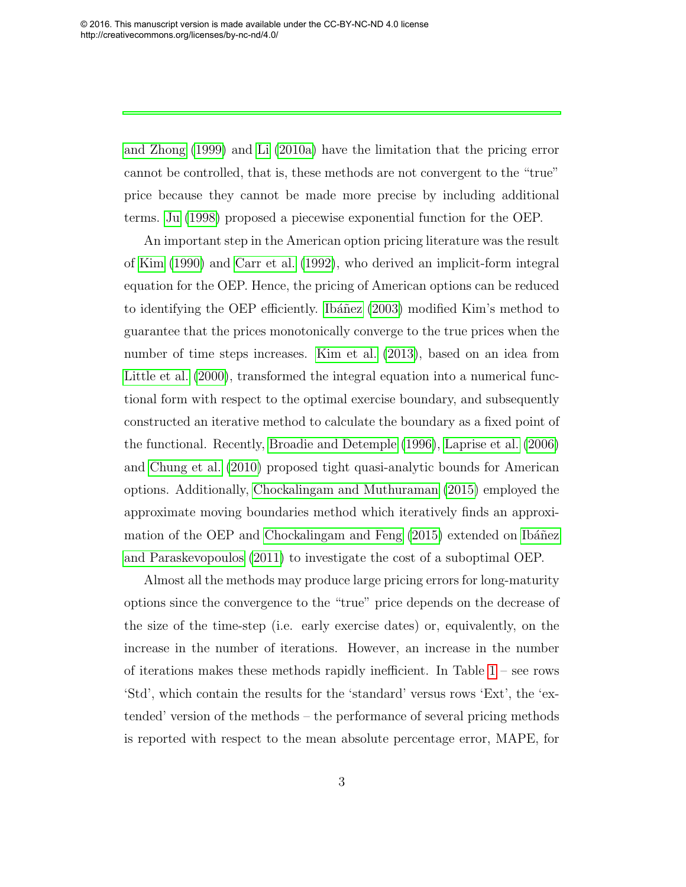and Zhong (1999) and Li (2010a) have the limitation that the pricing error cannot be controlled, that is, these methods are not convergent to the "true" price because they cannot be made more precise by including additional terms. Ju (1998) proposed a piecewise exponential function for the OEP.

An important step in the American option pricing literature was the result of Kim (1990) and Carr et al. (1992), who derived an implicit-form integral equation for the OEP. Hence, the pricing of American options can be reduced to identifying the OEP efficiently. Ibáñez (2003) modified Kim's method to guarantee that the prices monotonically converge to the true prices when the number of time steps increases. Kim et al. (2013), based on an idea from Little et al. (2000), transformed the integral equation into a numerical functional form with respect to the optimal exercise boundary, and subsequently constructed an iterative method to calculate the boundary as a fixed point of the functional. Recently, Broadie and Detemple (1996), Laprise et al. (2006) and Chung et al. (2010) proposed tight quasi-analytic bounds for American options. Additionally, Chockalingam and Muthuraman (2015) employed the approximate moving boundaries method which iteratively finds an approximation of the OEP and Chockalingam and Feng (2015) extended on Ibáñez and Paraskevopoulos (2011) to investigate the cost of a suboptimal OEP.

Almost all the methods may produce large pricing errors for long-maturity options since the convergence to the "true" price depends on the decrease of the size of the time-step (i.e. early exercise dates) or, equivalently, on the increase in the number of iterations. However, an increase in the number of iterations makes these methods rapidly inefficient. In Table 1 – see rows 'Std', which contain the results for the 'standard' versus rows 'Ext', the 'extended' version of the methods – the performance of several pricing methods is reported with respect to the mean absolute percentage error, MAPE, for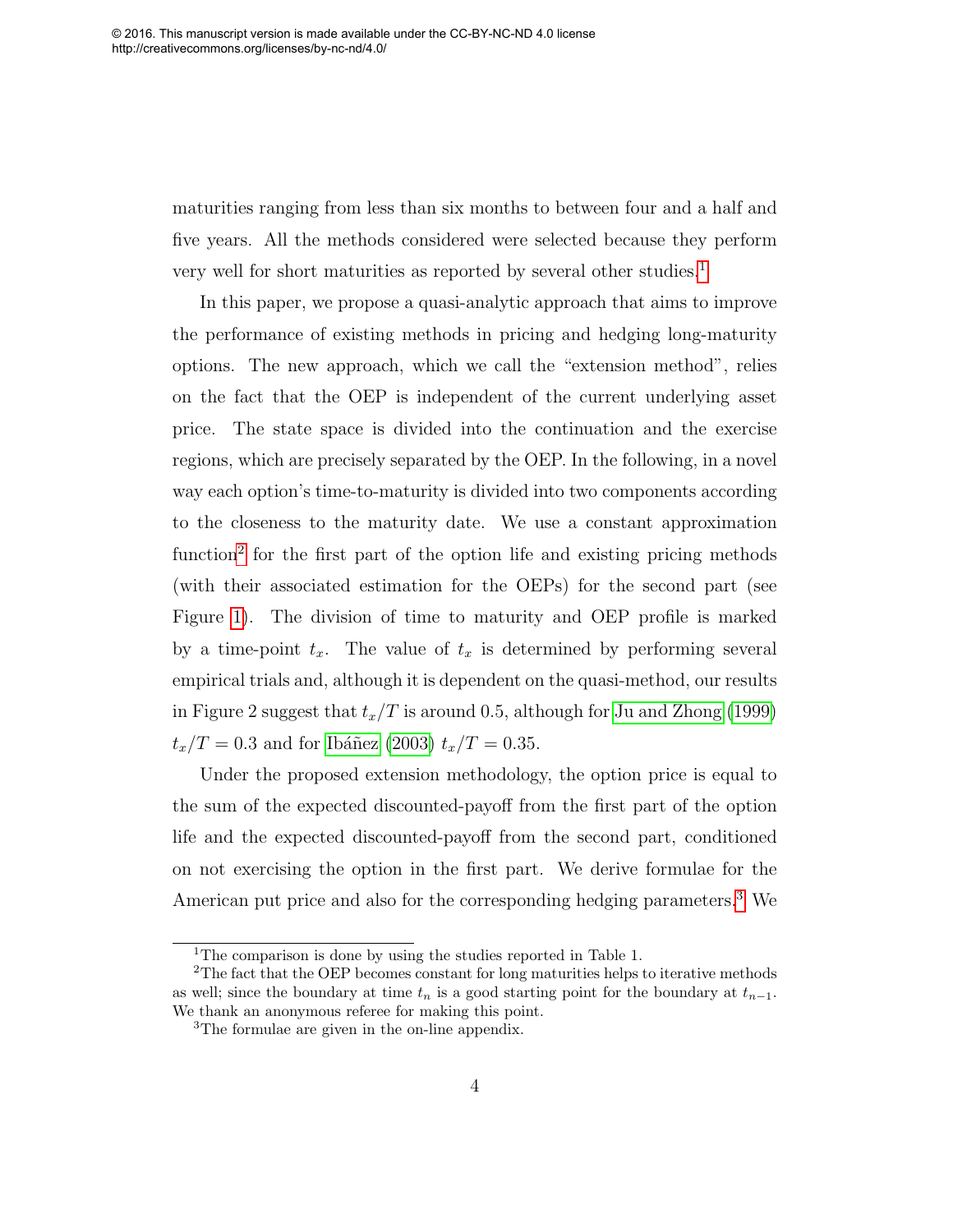maturities ranging from less than six months to between four and a half and five years. All the methods considered were selected because they perform very well for short maturities as reported by several other studies.[1]

In this paper, we propose a quasi-analytic approach that aims to improve the performance of existing methods in pricing and hedging long-maturity options. The new approach, which we call the "extension method", relies on the fact that the OEP is independent of the current underlying asset price. The state space is divided into the continuation and the exercise regions, which are precisely separated by the OEP. In the following, in a novel way each option's time-to-maturity is divided into two components according to the closeness to the maturity date. We use a constant approximation function[2] for the first part of the option life and existing pricing methods (with their associated estimation for the OEPs) for the second part (see Figure 1). The division of time to maturity and OEP profile is marked by a time-point $t_x$. The value of $t_x$ is determined by performing several empirical trials and, although it is dependent on the quasi-method, our results in Figure 2 suggest that $t_x/T$ is around 0.5, although for Ju and Zhong (1999) $t_x/T = 0.3$ and for Ibáñez (2003) $t_x/T = 0.35$.

Under the proposed extension methodology, the option price is equal to the sum of the expected discounted-payoff from the first part of the option life and the expected discounted-payoff from the second part, conditioned on not exercising the option in the first part. We derive formulae for the American put price and also for the corresponding hedging parameters.[3] We

---

[1] The comparison is done by using the studies reported in Table 1.

[2] The fact that the OEP becomes constant for long maturities helps to iterative methods as well; since the boundary at time $t_n$ is a good starting point for the boundary at $t_{n-1}$. We thank an anonymous referee for making this point.

[3] The formulae are given in the on-line appendix.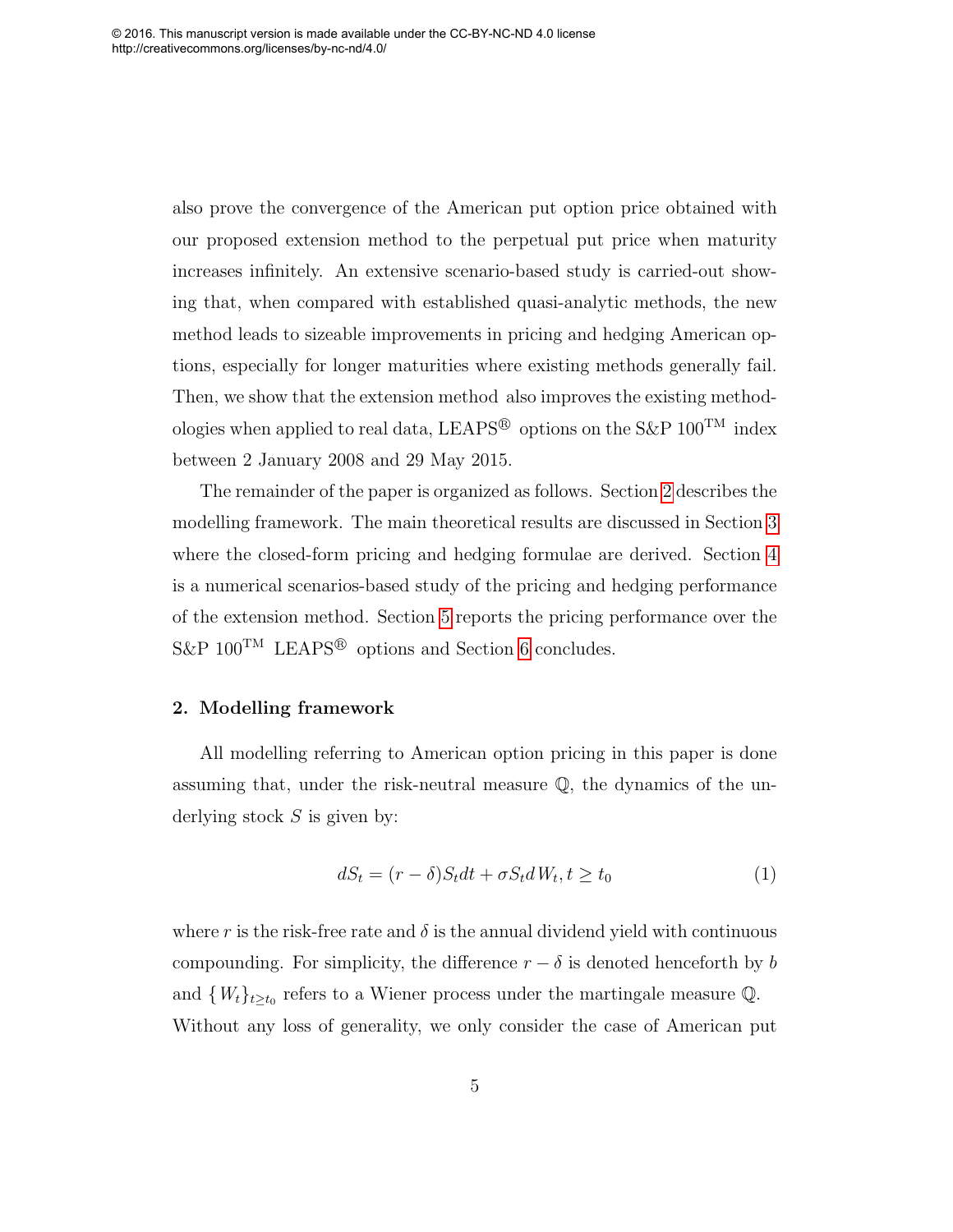also prove the convergence of the American put option price obtained with our proposed extension method to the perpetual put price when maturity increases infinitely. An extensive scenario-based study is carried-out showing that, when compared with established quasi-analytic methods, the new method leads to sizeable improvements in pricing and hedging American options, especially for longer maturities where existing methods generally fail. Then, we show that the extension method also improves the existing methodologies when applied to real data, LEAPS® options on the S&P 100™ index between 2 January 2008 and 29 May 2015.

The remainder of the paper is organized as follows. Section 2 describes the modelling framework. The main theoretical results are discussed in Section 3 where the closed-form pricing and hedging formulae are derived. Section 4 is a numerical scenarios-based study of the pricing and hedging performance of the extension method. Section 5 reports the pricing performance over the S&P 100™ LEAPS® options and Section 6 concludes.

## 2. Modelling framework

All modelling referring to American option pricing in this paper is done assuming that, under the risk-neutral measure $\mathbb{Q}$, the dynamics of the underlying stock $S$ is given by:

$$dS_t = (r - \delta)S_t dt + \sigma S_t dW_t, t \geq t_0 \tag{1}$$

where $r$ is the risk-free rate and $\delta$ is the annual dividend yield with continuous compounding. For simplicity, the difference $r - \delta$ is denoted henceforth by $b$ and $\{W_t\}_{t \geq t_0}$ refers to a Wiener process under the martingale measure $\mathbb{Q}$. Without any loss of generality, we only consider the case of American put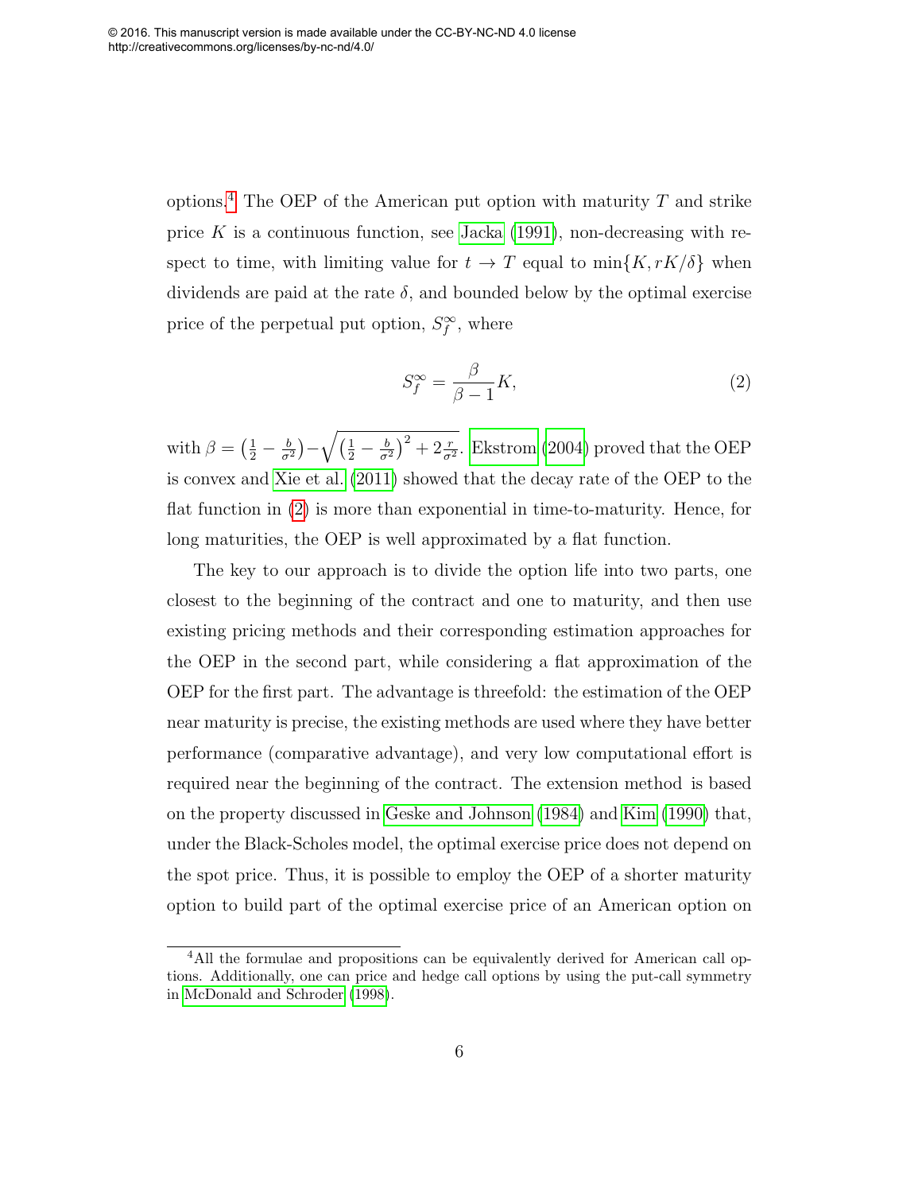options.[4] The OEP of the American put option with maturity $T$ and strike price $K$ is a continuous function, see Jacka (1991), non-decreasing with respect to time, with limiting value for $t \to T$ equal to $\min\{K, rK/\delta\}$ when dividends are paid at the rate $\delta$, and bounded below by the optimal exercise price of the perpetual put option, $S_f^\infty$, where

$$S_f^\infty = \frac{\beta}{\beta - 1} K, \tag{2}$$

with $\beta = \left(\frac{1}{2} - \frac{b}{\sigma^2}\right) - \sqrt{\left(\frac{1}{2} - \frac{b}{\sigma^2}\right)^2 + 2\frac{r}{\sigma^2}}$. Ekstrom (2004) proved that the OEP is convex and Xie et al. (2011) showed that the decay rate of the OEP to the flat function in (2) is more than exponential in time-to-maturity. Hence, for long maturities, the OEP is well approximated by a flat function.

The key to our approach is to divide the option life into two parts, one closest to the beginning of the contract and one to maturity, and then use existing pricing methods and their corresponding estimation approaches for the OEP in the second part, while considering a flat approximation of the OEP for the first part. The advantage is threefold: the estimation of the OEP near maturity is precise, the existing methods are used where they have better performance (comparative advantage), and very low computational effort is required near the beginning of the contract. The extension method is based on the property discussed in Geske and Johnson (1984) and Kim (1990) that, under the Black-Scholes model, the optimal exercise price does not depend on the spot price. Thus, it is possible to employ the OEP of a shorter maturity option to build part of the optimal exercise price of an American option on

[4] All the formulae and propositions can be equivalently derived for American call options. Additionally, one can price and hedge call options by using the put-call symmetry in McDonald and Schroder (1998).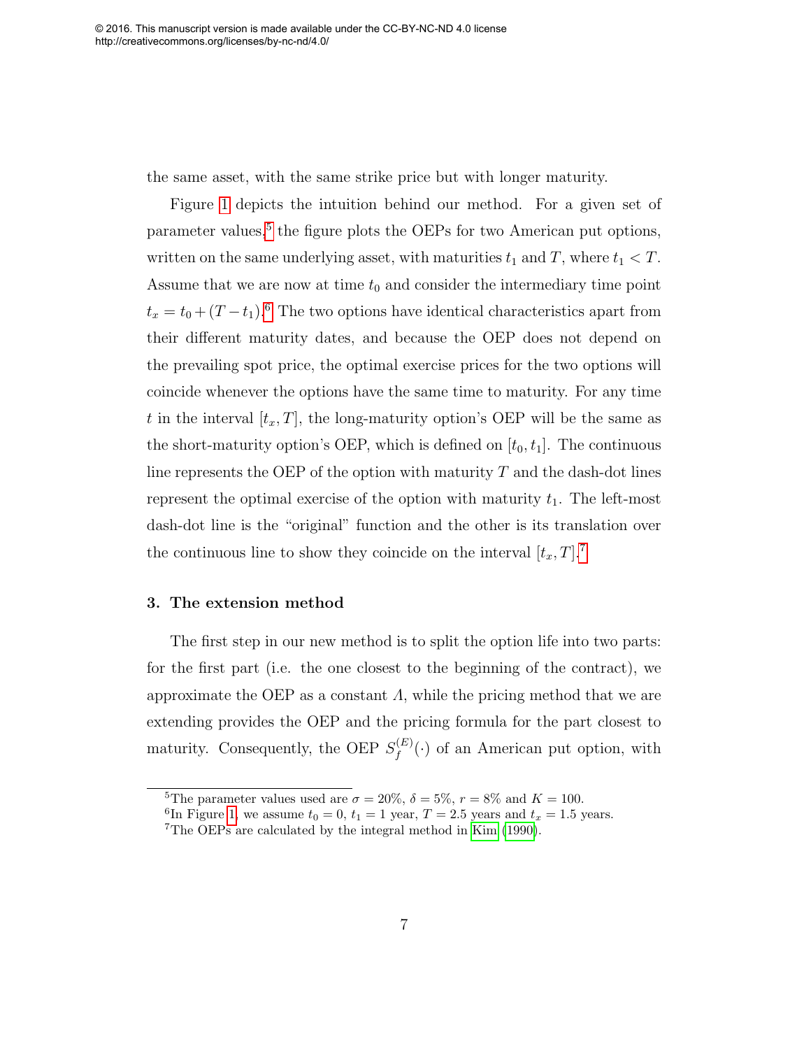the same asset, with the same strike price but with longer maturity.

Figure 1 depicts the intuition behind our method. For a given set of parameter values,[5] the figure plots the OEPs for two American put options, written on the same underlying asset, with maturities $t_1$ and $T$, where $t_1 < T$. Assume that we are now at time $t_0$ and consider the intermediary time point $t_x = t_0 + (T - t_1)$.[6] The two options have identical characteristics apart from their different maturity dates, and because the OEP does not depend on the prevailing spot price, the optimal exercise prices for the two options will coincide whenever the options have the same time to maturity. For any time $t$ in the interval $[t_x, T]$, the long-maturity option's OEP will be the same as the short-maturity option's OEP, which is defined on $[t_0, t_1]$. The continuous line represents the OEP of the option with maturity $T$ and the dash-dot lines represent the optimal exercise of the option with maturity $t_1$. The left-most dash-dot line is the "original" function and the other is its translation over the continuous line to show they coincide on the interval $[t_x, T]$.[7]

### 3. The extension method

The first step in our new method is to split the option life into two parts: for the first part (i.e. the one closest to the beginning of the contract), we approximate the OEP as a constant $\Lambda$, while the pricing method that we are extending provides the OEP and the pricing formula for the part closest to maturity. Consequently, the OEP $S_f^{(E)}(\cdot)$ of an American put option, with

---

[5] The parameter values used are $\sigma = 20\%$, $\delta = 5\%$, $r = 8\%$ and $K = 100$.

[6] In Figure 1, we assume $t_0 = 0$, $t_1 = 1$ year, $T = 2.5$ years and $t_x = 1.5$ years.

[7] The OEPs are calculated by the integral method in Kim (1990).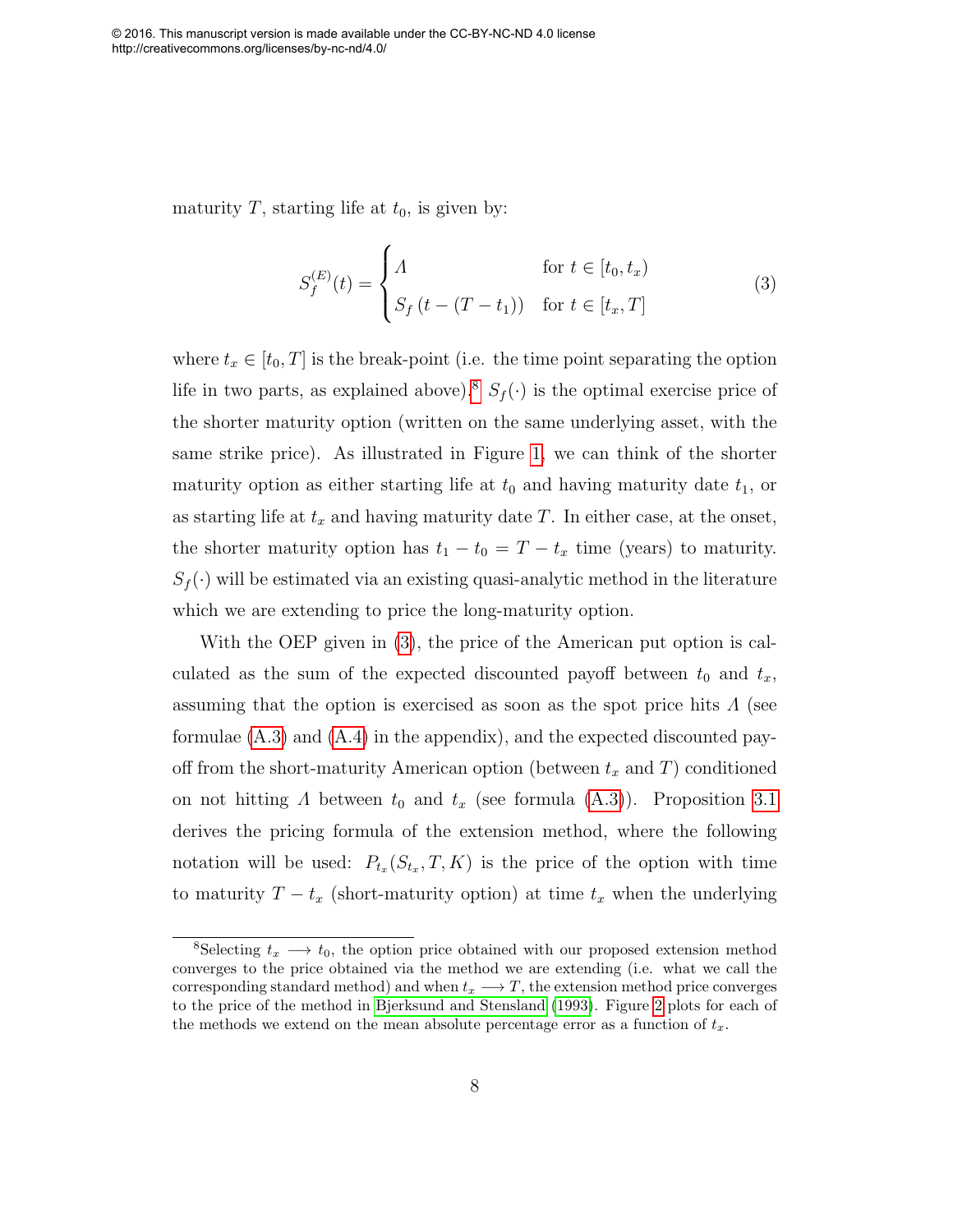maturity $T$, starting life at $t_0$, is given by:

$$S_f^{(E)}(t) = \begin{cases} \Lambda & \text{for } t \in [t_0, t_x) \\ S_f\left(t - (T - t_1)\right) & \text{for } t \in [t_x, T] \end{cases} \tag{3}$$

where $t_x \in [t_0, T]$ is the break-point (i.e. the time point separating the option life in two parts, as explained above).[8] $S_f(\cdot)$ is the optimal exercise price of the shorter maturity option (written on the same underlying asset, with the same strike price). As illustrated in Figure 1, we can think of the shorter maturity option as either starting life at $t_0$ and having maturity date $t_1$, or as starting life at $t_x$ and having maturity date $T$. In either case, at the onset, the shorter maturity option has $t_1 - t_0 = T - t_x$ time (years) to maturity. $S_f(\cdot)$ will be estimated via an existing quasi-analytic method in the literature which we are extending to price the long-maturity option.

With the OEP given in (3), the price of the American put option is calculated as the sum of the expected discounted payoff between $t_0$ and $t_x$, assuming that the option is exercised as soon as the spot price hits $\Lambda$ (see formulae (A.3) and (A.4) in the appendix), and the expected discounted payoff from the short-maturity American option (between $t_x$ and $T$) conditioned on not hitting $\Lambda$ between $t_0$ and $t_x$ (see formula (A.3)). Proposition 3.1 derives the pricing formula of the extension method, where the following notation will be used: $P_{t_x}(S_{t_x}, T, K)$ is the price of the option with time to maturity $T - t_x$ (short-maturity option) at time $t_x$ when the underlying

[8] Selecting $t_x \longrightarrow t_0$, the option price obtained with our proposed extension method converges to the price obtained via the method we are extending (i.e. what we call the corresponding standard method) and when $t_x \longrightarrow T$, the extension method price converges to the price of the method in Bjerksund and Stensland (1993). Figure 2 plots for each of the methods we extend on the mean absolute percentage error as a function of $t_x$.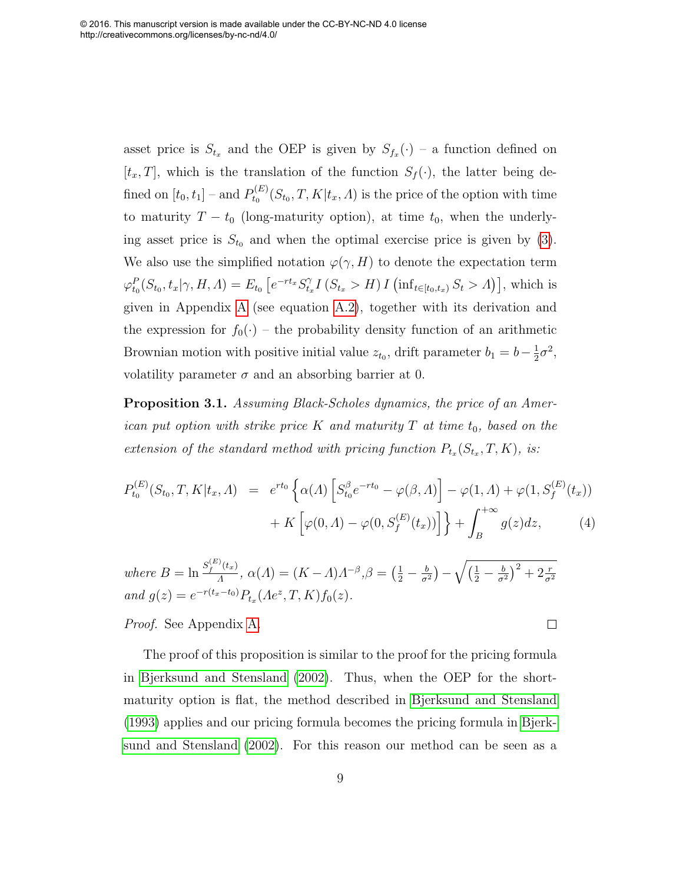asset price is $S_{t_x}$ and the OEP is given by $S_{f_x}(\cdot)$ – a function defined on $[t_x, T]$, which is the translation of the function $S_f(\cdot)$, the latter being defined on $[t_0, t_1]$ – and $P_{t_0}^{(E)}(S_{t_0}, T, K|t_x, \Lambda)$ is the price of the option with time to maturity $T - t_0$ (long-maturity option), at time $t_0$, when the underlying asset price is $S_{t_0}$ and when the optimal exercise price is given by (3). We also use the simplified notation $\varphi(\gamma, H)$ to denote the expectation term $\varphi_{t_0}^{P}(S_{t_0}, t_x|\gamma, H, \Lambda) = E_{t_0}\left[e^{-rt_x} S_{t_x}^{\gamma} I\left(S_{t_x} > H\right) I\left(\inf_{t\in[t_0,t_x)} S_t > \Lambda\right)\right]$, which is given in Appendix A (see equation A.2), together with its derivation and the expression for $f_0(\cdot)$ – the probability density function of an arithmetic Brownian motion with positive initial value $z_{t_0}$, drift parameter $b_1 = b - \frac{1}{2}\sigma^2$, volatility parameter $\sigma$ and an absorbing barrier at 0.

**Proposition 3.1.** *Assuming Black-Scholes dynamics, the price of an American put option with strike price $K$ and maturity $T$ at time $t_0$, based on the extension of the standard method with pricing function $P_{t_x}(S_{t_x}, T, K)$, is:*

$$
\begin{aligned}
P_{t_0}^{(E)}(S_{t_0}, T, K|t_x, \Lambda) &= e^{rt_0}\Big\{\alpha(\Lambda)\left[S_{t_0}^{\beta} e^{-rt_0} - \varphi(\beta, \Lambda)\right] - \varphi(1, \Lambda) + \varphi(1, S_f^{(E)}(t_x)) \\
&\quad + K\left[\varphi(0, \Lambda) - \varphi(0, S_f^{(E)}(t_x))\right]\Big\} + \int_B^{+\infty} g(z)dz, \qquad (4)
\end{aligned}
$$

*where $B = \ln\frac{S_f^{(E)}(t_x)}{\Lambda}$, $\alpha(\Lambda) = (K - \Lambda)\Lambda^{-\beta}$, $\beta = \left(\frac{1}{2} - \frac{b}{\sigma^2}\right) - \sqrt{\left(\frac{1}{2} - \frac{b}{\sigma^2}\right)^2 + 2\frac{r}{\sigma^2}}$ and $g(z) = e^{-r(t_x - t_0)} P_{t_x}(\Lambda e^z, T, K) f_0(z)$.*

*Proof.* See Appendix A. □

The proof of this proposition is similar to the proof for the pricing formula in Bjerksund and Stensland (2002). Thus, when the OEP for the short-maturity option is flat, the method described in Bjerksund and Stensland (1993) applies and our pricing formula becomes the pricing formula in Bjerksund and Stensland (2002). For this reason our method can be seen as a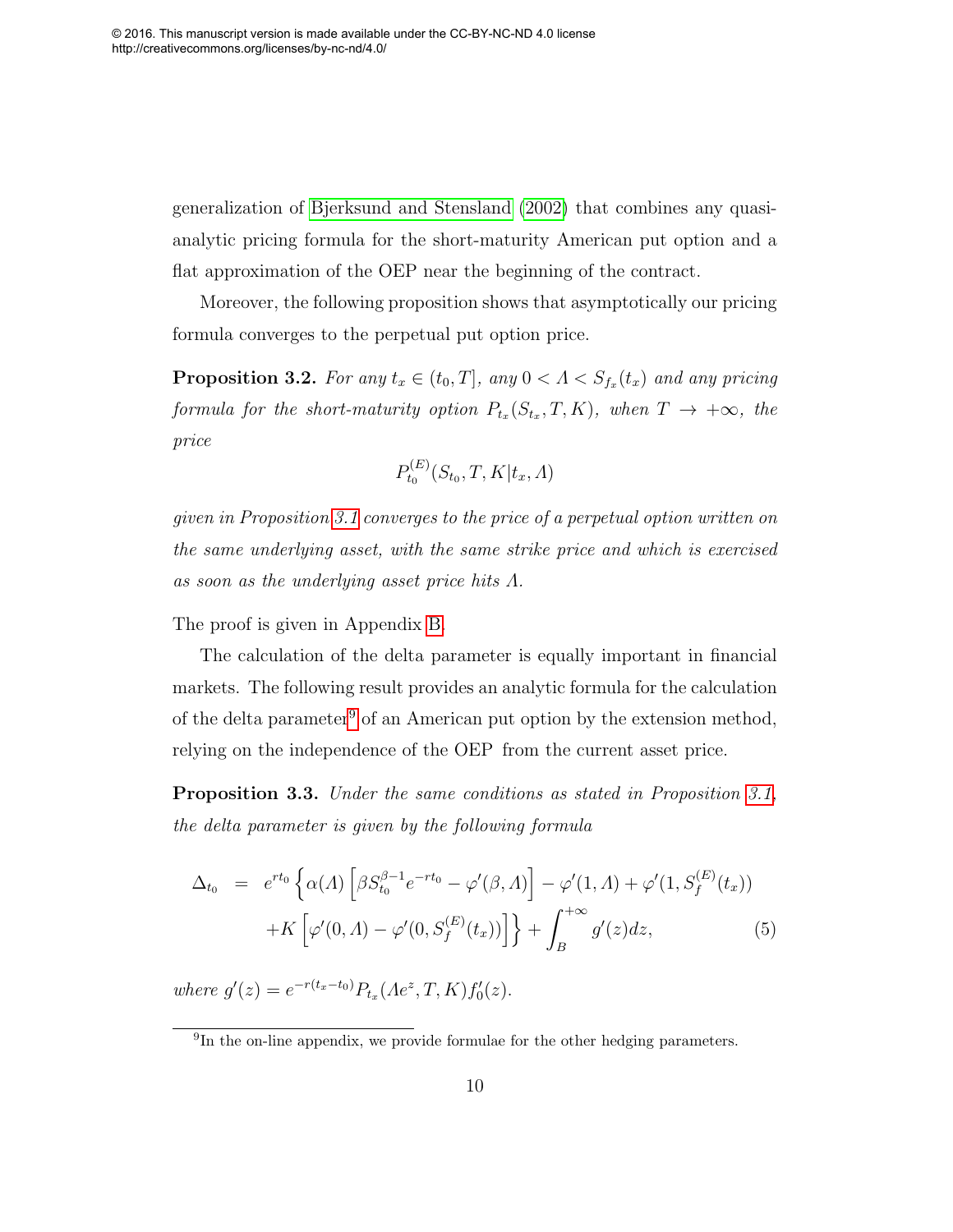generalization of Bjerksund and Stensland (2002) that combines any quasi-analytic pricing formula for the short-maturity American put option and a flat approximation of the OEP near the beginning of the contract.

Moreover, the following proposition shows that asymptotically our pricing formula converges to the perpetual put option price.

**Proposition 3.2.** *For any $t_x \in (t_0, T]$, any $0 < \mathit{\Lambda} < S_{f_x}(t_x)$ and any pricing formula for the short-maturity option $P_{t_x}(S_{t_x}, T, K)$, when $T \to +\infty$, the price*

$$P_{t_0}^{(E)}(S_{t_0}, T, K | t_x, \mathit{\Lambda})$$

*given in Proposition 3.1 converges to the price of a perpetual option written on the same underlying asset, with the same strike price and which is exercised as soon as the underlying asset price hits $\mathit{\Lambda}$.*

The proof is given in Appendix B.

The calculation of the delta parameter is equally important in financial markets. The following result provides an analytic formula for the calculation of the delta parameter[9] of an American put option by the extension method, relying on the independence of the OEP from the current asset price.

**Proposition 3.3.** *Under the same conditions as stated in Proposition 3.1, the delta parameter is given by the following formula*

$$\begin{aligned} \Delta_{t_0} &= e^{rt_0} \Big\{ \alpha(\mathit{\Lambda}) \left[ \beta S_{t_0}^{\beta-1} e^{-rt_0} - \varphi'(\beta, \mathit{\Lambda}) \right] - \varphi'(1, \mathit{\Lambda}) + \varphi'(1, S_f^{(E)}(t_x)) \\ &\quad + K \left[ \varphi'(0, \mathit{\Lambda}) - \varphi'(0, S_f^{(E)}(t_x)) \right] \Big\} + \int_B^{+\infty} g'(z) dz, \end{aligned} \tag{5}$$

*where $g'(z) = e^{-r(t_x - t_0)} P_{t_x}(\mathit{\Lambda} e^z, T, K) f_0'(z)$.*

---

[9] In the on-line appendix, we provide formulae for the other hedging parameters.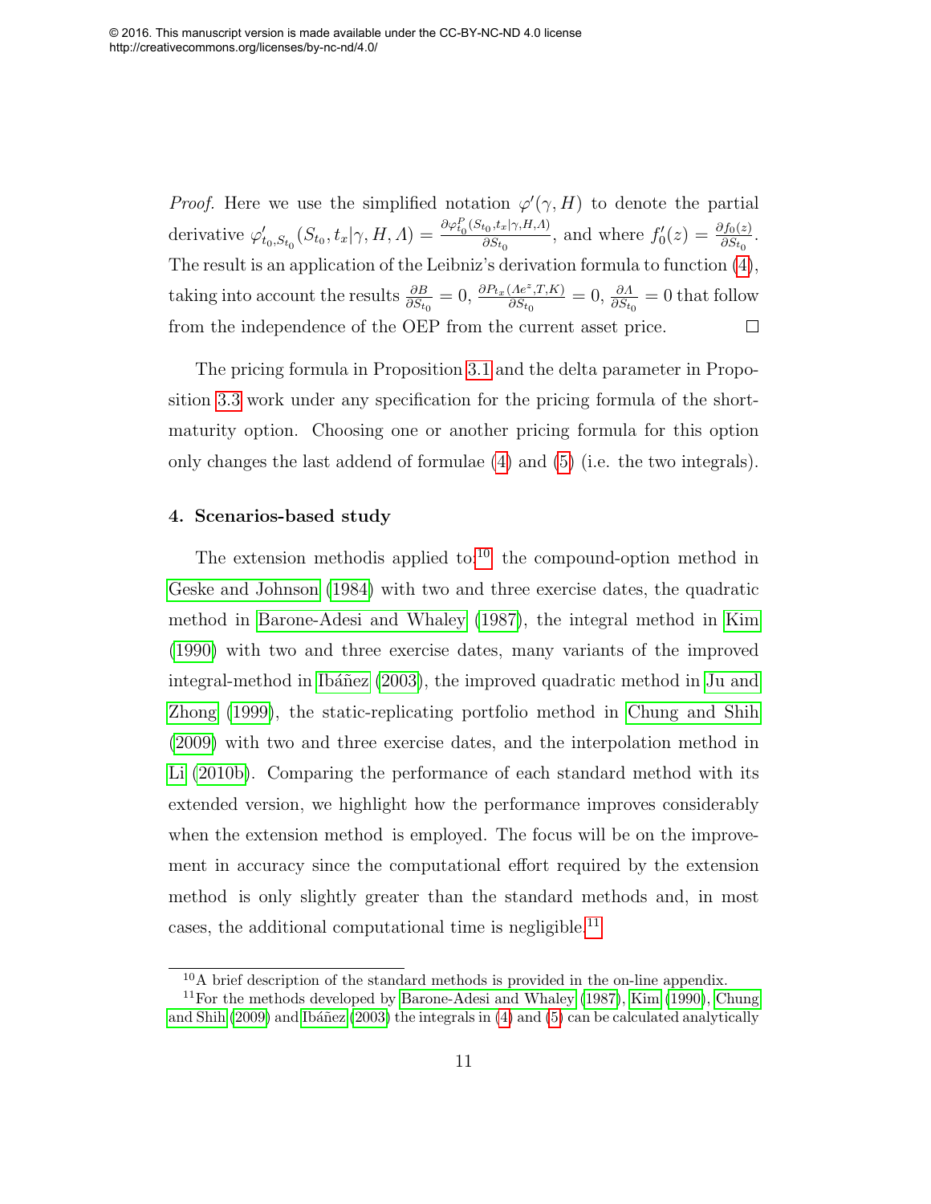*Proof.* Here we use the simplified notation $\varphi'(\gamma, H)$ to denote the partial derivative $\varphi'_{t_0,S_{t_0}}(S_{t_0}, t_x|\gamma, H, \Lambda) = \frac{\partial \varphi^P_{t_0}(S_{t_0},t_x|\gamma,H,\Lambda)}{\partial S_{t_0}}$, and where $f'_0(z) = \frac{\partial f_0(z)}{\partial S_{t_0}}$. The result is an application of the Leibniz's derivation formula to function (4), taking into account the results $\frac{\partial B}{\partial S_{t_0}} = 0$, $\frac{\partial P_{t_x}(\Lambda e^z,T,K)}{\partial S_{t_0}} = 0$, $\frac{\partial \Lambda}{\partial S_{t_0}} = 0$ that follow from the independence of the OEP from the current asset price. □

The pricing formula in Proposition 3.1 and the delta parameter in Proposition 3.3 work under any specification for the pricing formula of the short-maturity option. Choosing one or another pricing formula for this option only changes the last addend of formulae (4) and (5) (i.e. the two integrals).

## 4. Scenarios-based study

The extension methodis applied to:[10] the compound-option method in Geske and Johnson (1984) with two and three exercise dates, the quadratic method in Barone-Adesi and Whaley (1987), the integral method in Kim (1990) with two and three exercise dates, many variants of the improved integral-method in Ibáñez (2003), the improved quadratic method in Ju and Zhong (1999), the static-replicating portfolio method in Chung and Shih (2009) with two and three exercise dates, and the interpolation method in Li (2010b). Comparing the performance of each standard method with its extended version, we highlight how the performance improves considerably when the extension method is employed. The focus will be on the improvement in accuracy since the computational effort required by the extension method is only slightly greater than the standard methods and, in most cases, the additional computational time is negligible.[11]

[10] A brief description of the standard methods is provided in the on-line appendix.

[11] For the methods developed by Barone-Adesi and Whaley (1987), Kim (1990), Chung and Shih (2009) and Ibáñez (2003) the integrals in (4) and (5) can be calculated analytically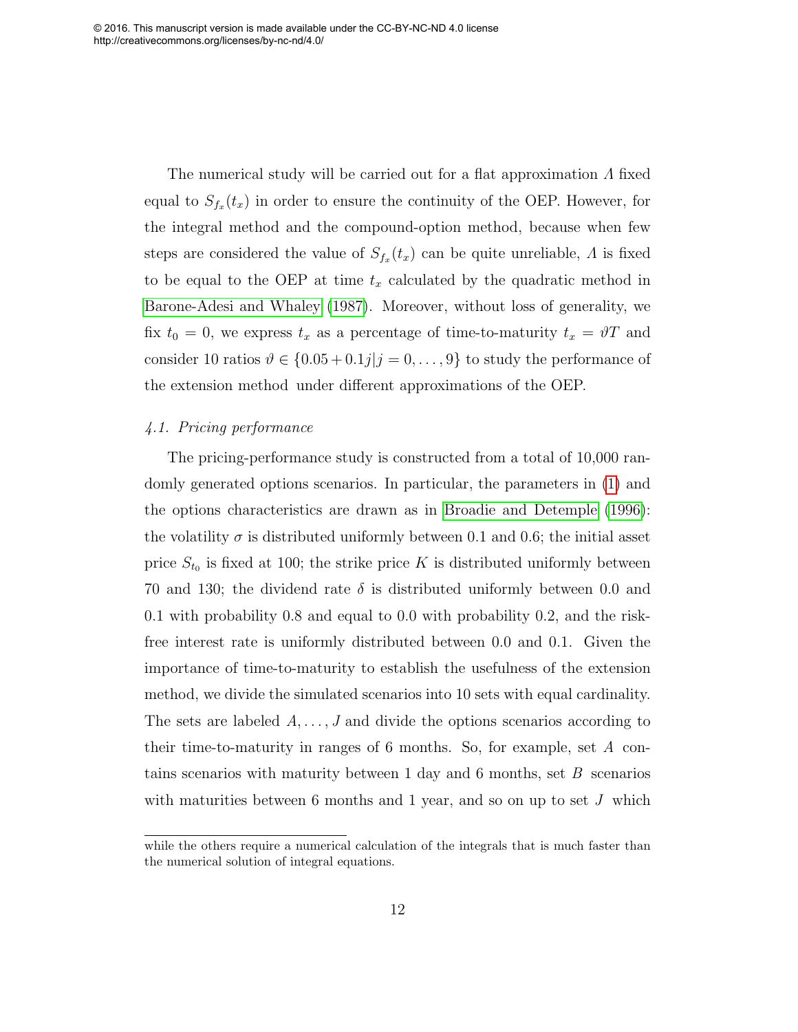The numerical study will be carried out for a flat approximation $\Lambda$ fixed equal to $S_{f_x}(t_x)$ in order to ensure the continuity of the OEP. However, for the integral method and the compound-option method, because when few steps are considered the value of $S_{f_x}(t_x)$ can be quite unreliable, $\Lambda$ is fixed to be equal to the OEP at time $t_x$ calculated by the quadratic method in Barone-Adesi and Whaley (1987). Moreover, without loss of generality, we fix $t_0 = 0$, we express $t_x$ as a percentage of time-to-maturity $t_x = \vartheta T$ and consider 10 ratios $\vartheta \in \{0.05 + 0.1j | j = 0, \ldots, 9\}$ to study the performance of the extension method under different approximations of the OEP.

### *4.1. Pricing performance*

The pricing-performance study is constructed from a total of 10,000 randomly generated options scenarios. In particular, the parameters in (1) and the options characteristics are drawn as in Broadie and Detemple (1996): the volatility $\sigma$ is distributed uniformly between 0.1 and 0.6; the initial asset price $S_{t_0}$ is fixed at 100; the strike price $K$ is distributed uniformly between 70 and 130; the dividend rate $\delta$ is distributed uniformly between 0.0 and 0.1 with probability 0.8 and equal to 0.0 with probability 0.2, and the risk-free interest rate is uniformly distributed between 0.0 and 0.1. Given the importance of time-to-maturity to establish the usefulness of the extension method, we divide the simulated scenarios into 10 sets with equal cardinality. The sets are labeled $A, \ldots, J$ and divide the options scenarios according to their time-to-maturity in ranges of 6 months. So, for example, set $A$ contains scenarios with maturity between 1 day and 6 months, set $B$ scenarios with maturities between 6 months and 1 year, and so on up to set $J$ which

while the others require a numerical calculation of the integrals that is much faster than the numerical solution of integral equations.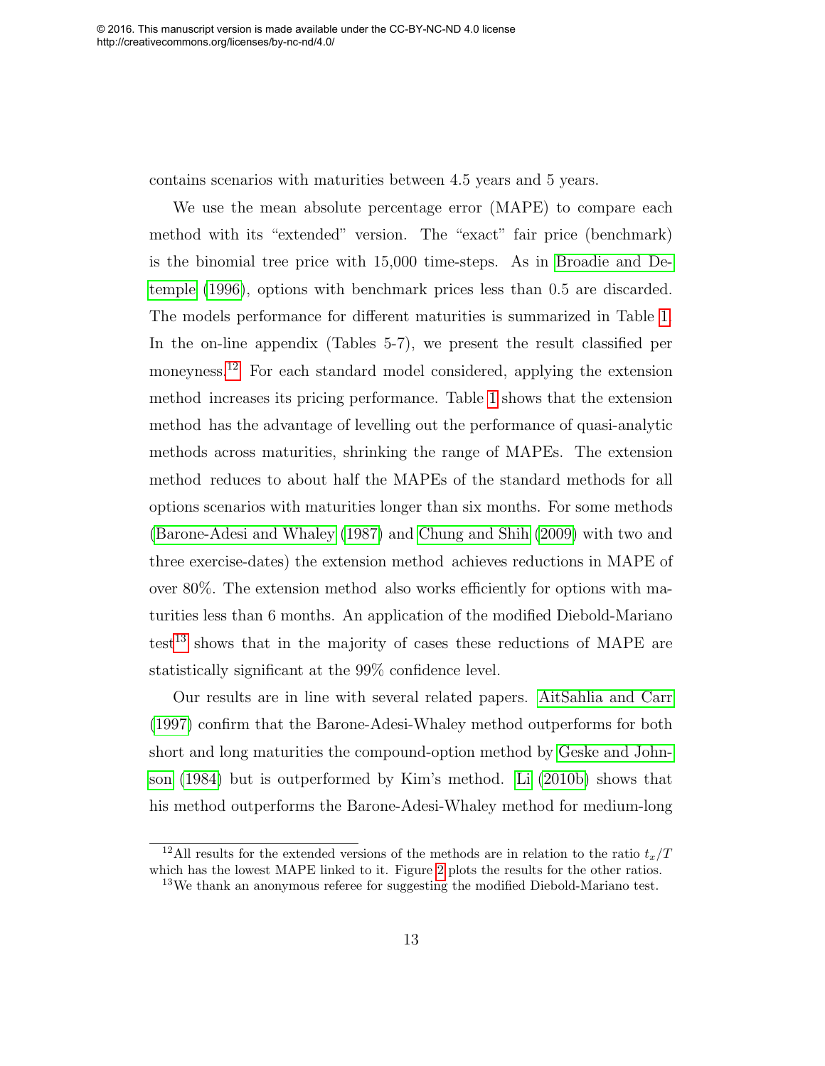contains scenarios with maturities between 4.5 years and 5 years.

We use the mean absolute percentage error (MAPE) to compare each method with its "extended" version. The "exact" fair price (benchmark) is the binomial tree price with 15,000 time-steps. As in Broadie and Detemple (1996), options with benchmark prices less than 0.5 are discarded. The models performance for different maturities is summarized in Table 1. In the on-line appendix (Tables 5-7), we present the result classified per moneyness.[12] For each standard model considered, applying the extension method increases its pricing performance. Table 1 shows that the extension method has the advantage of levelling out the performance of quasi-analytic methods across maturities, shrinking the range of MAPEs. The extension method reduces to about half the MAPEs of the standard methods for all options scenarios with maturities longer than six months. For some methods (Barone-Adesi and Whaley (1987) and Chung and Shih (2009) with two and three exercise-dates) the extension method achieves reductions in MAPE of over 80%. The extension method also works efficiently for options with maturities less than 6 months. An application of the modified Diebold-Mariano test[13] shows that in the majority of cases these reductions of MAPE are statistically significant at the 99% confidence level.

Our results are in line with several related papers. AitSahlia and Carr (1997) confirm that the Barone-Adesi-Whaley method outperforms for both short and long maturities the compound-option method by Geske and Johnson (1984) but is outperformed by Kim's method. Li (2010b) shows that his method outperforms the Barone-Adesi-Whaley method for medium-long

---

[12] All results for the extended versions of the methods are in relation to the ratio $t_x/T$ which has the lowest MAPE linked to it. Figure 2 plots the results for the other ratios.

[13] We thank an anonymous referee for suggesting the modified Diebold-Mariano test.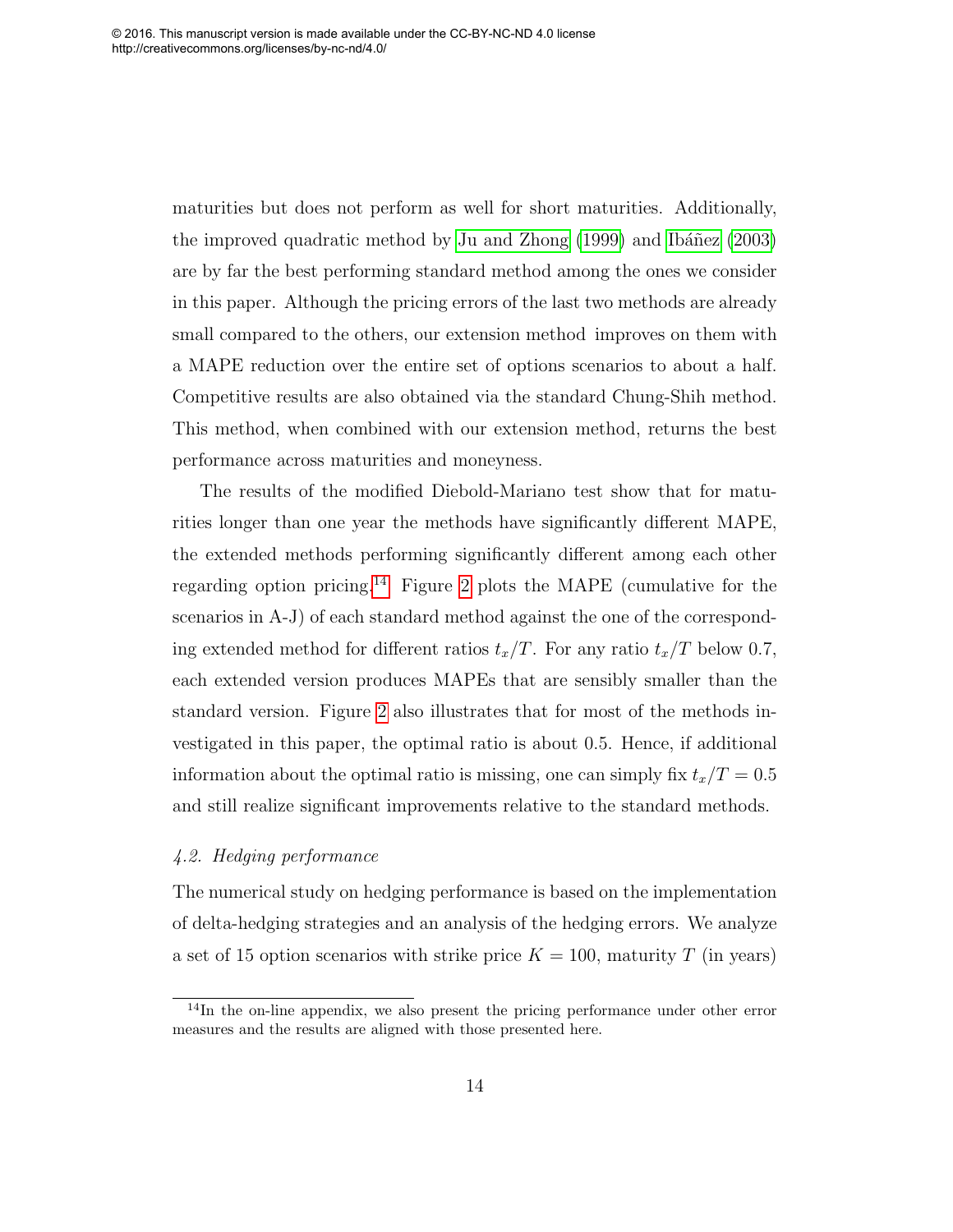maturities but does not perform as well for short maturities. Additionally, the improved quadratic method by Ju and Zhong (1999) and Ibáñez (2003) are by far the best performing standard method among the ones we consider in this paper. Although the pricing errors of the last two methods are already small compared to the others, our extension method improves on them with a MAPE reduction over the entire set of options scenarios to about a half. Competitive results are also obtained via the standard Chung-Shih method. This method, when combined with our extension method, returns the best performance across maturities and moneyness.

The results of the modified Diebold-Mariano test show that for maturities longer than one year the methods have significantly different MAPE, the extended methods performing significantly different among each other regarding option pricing.[14] Figure 2 plots the MAPE (cumulative for the scenarios in A-J) of each standard method against the one of the corresponding extended method for different ratios $t_x/T$. For any ratio $t_x/T$ below 0.7, each extended version produces MAPEs that are sensibly smaller than the standard version. Figure 2 also illustrates that for most of the methods investigated in this paper, the optimal ratio is about 0.5. Hence, if additional information about the optimal ratio is missing, one can simply fix $t_x/T = 0.5$ and still realize significant improvements relative to the standard methods.

### *4.2. Hedging performance*

The numerical study on hedging performance is based on the implementation of delta-hedging strategies and an analysis of the hedging errors. We analyze a set of 15 option scenarios with strike price $K = 100$, maturity $T$ (in years)

[14] In the on-line appendix, we also present the pricing performance under other error measures and the results are aligned with those presented here.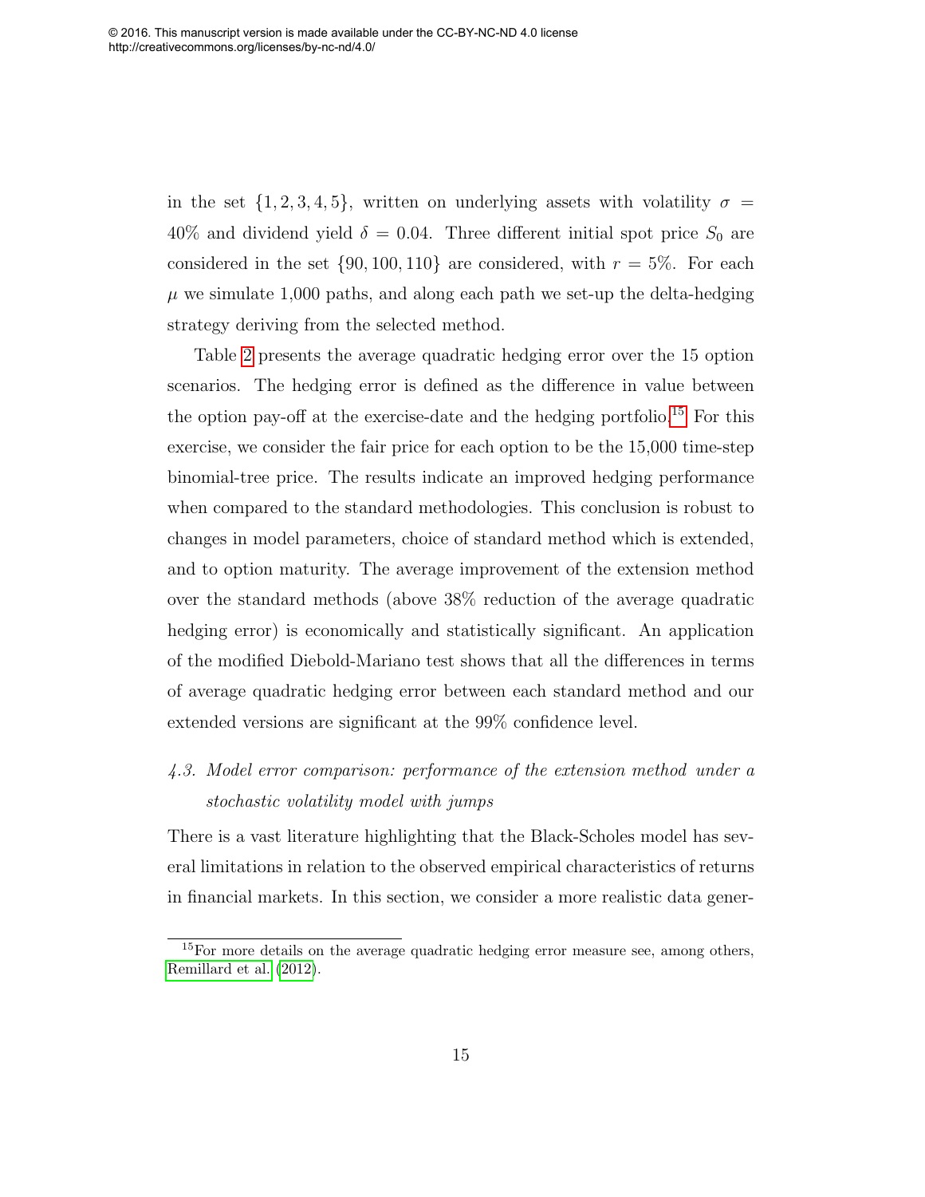in the set $\{1, 2, 3, 4, 5\}$, written on underlying assets with volatility $\sigma = 40\%$ and dividend yield $\delta = 0.04$. Three different initial spot price $S_0$ are considered in the set $\{90, 100, 110\}$ are considered, with $r = 5\%$. For each $\mu$ we simulate 1,000 paths, and along each path we set-up the delta-hedging strategy deriving from the selected method.

Table 2 presents the average quadratic hedging error over the 15 option scenarios. The hedging error is defined as the difference in value between the option pay-off at the exercise-date and the hedging portfolio.[15] For this exercise, we consider the fair price for each option to be the 15,000 time-step binomial-tree price. The results indicate an improved hedging performance when compared to the standard methodologies. This conclusion is robust to changes in model parameters, choice of standard method which is extended, and to option maturity. The average improvement of the extension method over the standard methods (above 38% reduction of the average quadratic hedging error) is economically and statistically significant. An application of the modified Diebold-Mariano test shows that all the differences in terms of average quadratic hedging error between each standard method and our extended versions are significant at the 99% confidence level.

### *4.3. Model error comparison: performance of the extension method under a stochastic volatility model with jumps*

There is a vast literature highlighting that the Black-Scholes model has several limitations in relation to the observed empirical characteristics of returns in financial markets. In this section, we consider a more realistic data gener-

[15] For more details on the average quadratic hedging error measure see, among others, Remillard et al. (2012).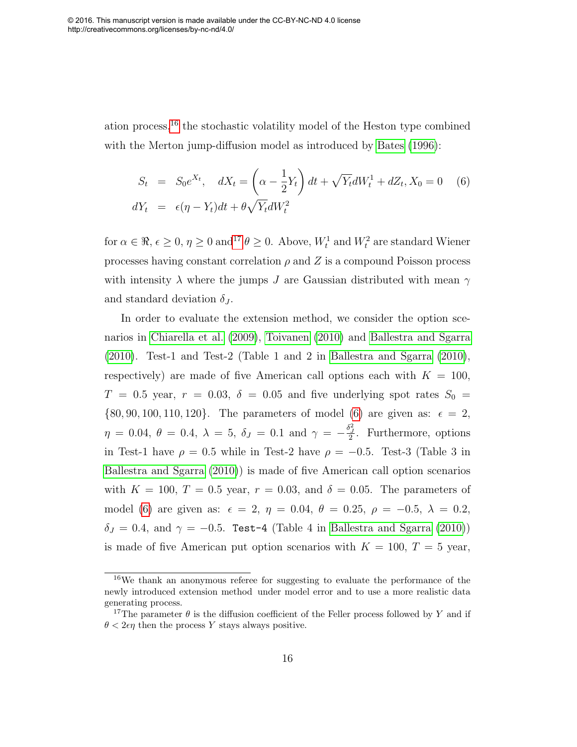ation process,[16] the stochastic volatility model of the Heston type combined with the Merton jump-diffusion model as introduced by Bates (1996):

$$
\begin{aligned}
S_t &= S_0 e^{X_t}, \quad dX_t = \left(\alpha - \frac{1}{2}Y_t\right)dt + \sqrt{Y_t}dW_t^1 + dZ_t, X_0 = 0 \qquad (6) \\
dY_t &= \epsilon(\eta - Y_t)dt + \theta\sqrt{Y_t}dW_t^2
\end{aligned}
$$

for $\alpha \in \Re$, $\epsilon \geq 0$, $\eta \geq 0$ and[17] $\theta \geq 0$. Above, $W_t^1$ and $W_t^2$ are standard Wiener processes having constant correlation $\rho$ and $Z$ is a compound Poisson process with intensity $\lambda$ where the jumps $J$ are Gaussian distributed with mean $\gamma$ and standard deviation $\delta_J$.

In order to evaluate the extension method, we consider the option scenarios in Chiarella et al. (2009), Toivanen (2010) and Ballestra and Sgarra (2010). Test-1 and Test-2 (Table 1 and 2 in Ballestra and Sgarra (2010), respectively) are made of five American call options each with $K = 100$, $T = 0.5$ year, $r = 0.03$, $\delta = 0.05$ and five underlying spot rates $S_0 = \{80, 90, 100, 110, 120\}$. The parameters of model (6) are given as: $\epsilon = 2$, $\eta = 0.04$, $\theta = 0.4$, $\lambda = 5$, $\delta_J = 0.1$ and $\gamma = -\frac{\delta_J^2}{2}$. Furthermore, options in Test-1 have $\rho = 0.5$ while in Test-2 have $\rho = -0.5$. Test-3 (Table 3 in Ballestra and Sgarra (2010)) is made of five American call option scenarios with $K = 100$, $T = 0.5$ year, $r = 0.03$, and $\delta = 0.05$. The parameters of model (6) are given as: $\epsilon = 2$, $\eta = 0.04$, $\theta = 0.25$, $\rho = -0.5$, $\lambda = 0.2$, $\delta_J = 0.4$, and $\gamma = -0.5$. `Test-4` (Table 4 in Ballestra and Sgarra (2010)) is made of five American put option scenarios with $K = 100$, $T = 5$ year,

[16] We thank an anonymous referee for suggesting to evaluate the performance of the newly introduced extension method under model error and to use a more realistic data generating process.

[17] The parameter $\theta$ is the diffusion coefficient of the Feller process followed by $Y$ and if $\theta < 2\epsilon\eta$ then the process $Y$ stays always positive.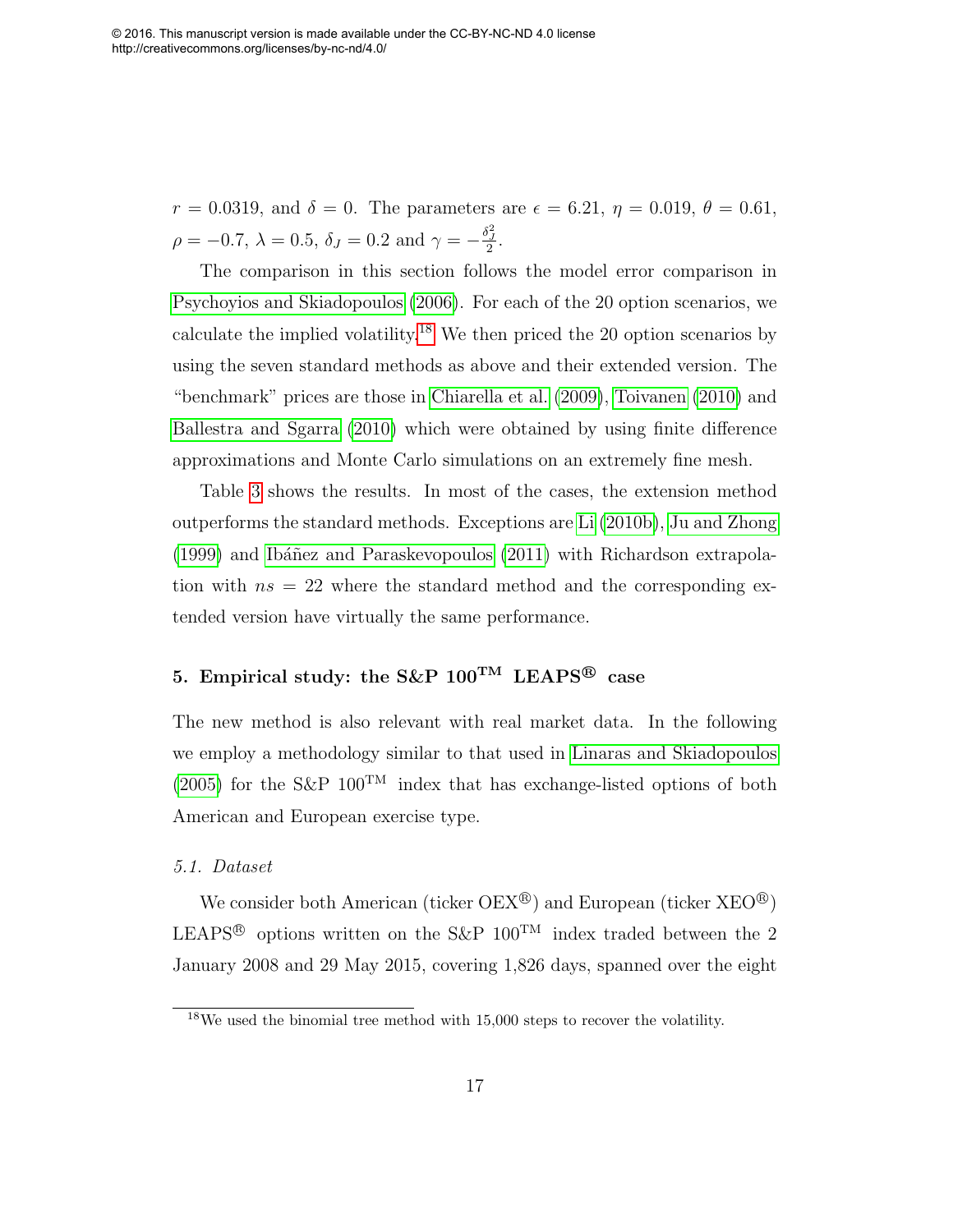$r = 0.0319$, and $\delta = 0$. The parameters are $\epsilon = 6.21$, $\eta = 0.019$, $\theta = 0.61$, $\rho = -0.7$, $\lambda = 0.5$, $\delta_J = 0.2$ and $\gamma = -\frac{\delta_J^2}{2}$.

The comparison in this section follows the model error comparison in Psychoyios and Skiadopoulos (2006). For each of the 20 option scenarios, we calculate the implied volatility.[18] We then priced the 20 option scenarios by using the seven standard methods as above and their extended version. The "benchmark" prices are those in Chiarella et al. (2009), Toivanen (2010) and Ballestra and Sgarra (2010) which were obtained by using finite difference approximations and Monte Carlo simulations on an extremely fine mesh.

Table 3 shows the results. In most of the cases, the extension method outperforms the standard methods. Exceptions are Li (2010b), Ju and Zhong (1999) and Ibáñez and Paraskevopoulos (2011) with Richardson extrapolation with $ns = 22$ where the standard method and the corresponding extended version have virtually the same performance.

## 5. Empirical study: the S&P 100™ LEAPS® case

The new method is also relevant with real market data. In the following we employ a methodology similar to that used in Linaras and Skiadopoulos (2005) for the S&P 100™ index that has exchange-listed options of both American and European exercise type.

### 5.1. Dataset

We consider both American (ticker OEX®) and European (ticker XEO®) LEAPS® options written on the S&P 100™ index traded between the 2 January 2008 and 29 May 2015, covering 1,826 days, spanned over the eight

[18] We used the binomial tree method with 15,000 steps to recover the volatility.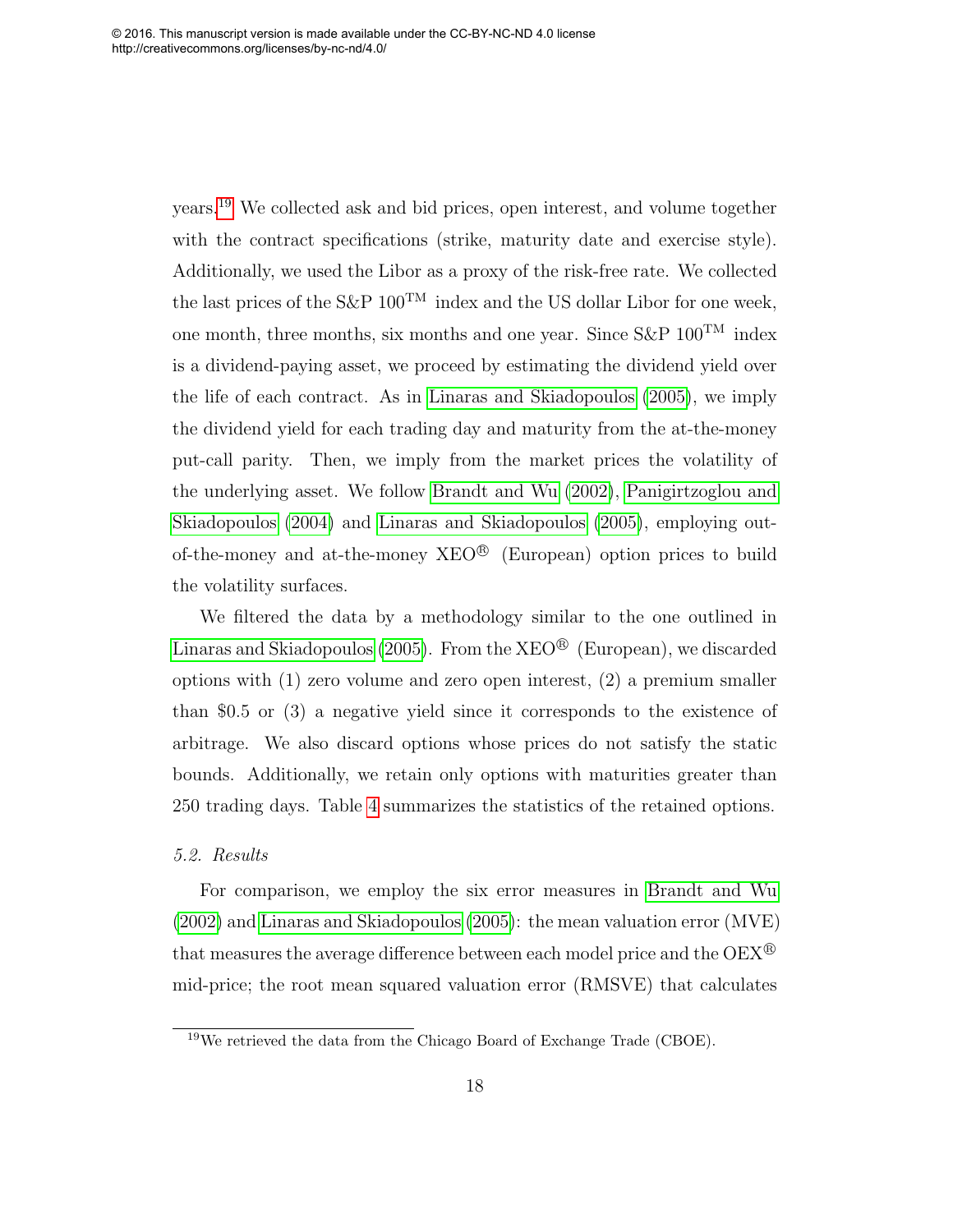years.[19] We collected ask and bid prices, open interest, and volume together with the contract specifications (strike, maturity date and exercise style). Additionally, we used the Libor as a proxy of the risk-free rate. We collected the last prices of the S&P 100$^{\text{TM}}$ index and the US dollar Libor for one week, one month, three months, six months and one year. Since S&P 100$^{\text{TM}}$ index is a dividend-paying asset, we proceed by estimating the dividend yield over the life of each contract. As in Linaras and Skiadopoulos (2005), we imply the dividend yield for each trading day and maturity from the at-the-money put-call parity. Then, we imply from the market prices the volatility of the underlying asset. We follow Brandt and Wu (2002), Panigirtzoglou and Skiadopoulos (2004) and Linaras and Skiadopoulos (2005), employing out-of-the-money and at-the-money XEO® (European) option prices to build the volatility surfaces.

We filtered the data by a methodology similar to the one outlined in Linaras and Skiadopoulos (2005). From the XEO® (European), we discarded options with (1) zero volume and zero open interest, (2) a premium smaller than \$0.5 or (3) a negative yield since it corresponds to the existence of arbitrage. We also discard options whose prices do not satisfy the static bounds. Additionally, we retain only options with maturities greater than 250 trading days. Table 4 summarizes the statistics of the retained options.

### *5.2. Results*

For comparison, we employ the six error measures in Brandt and Wu (2002) and Linaras and Skiadopoulos (2005): the mean valuation error (MVE) that measures the average difference between each model price and the OEX® mid-price; the root mean squared valuation error (RMSVE) that calculates

[19] We retrieved the data from the Chicago Board of Exchange Trade (CBOE).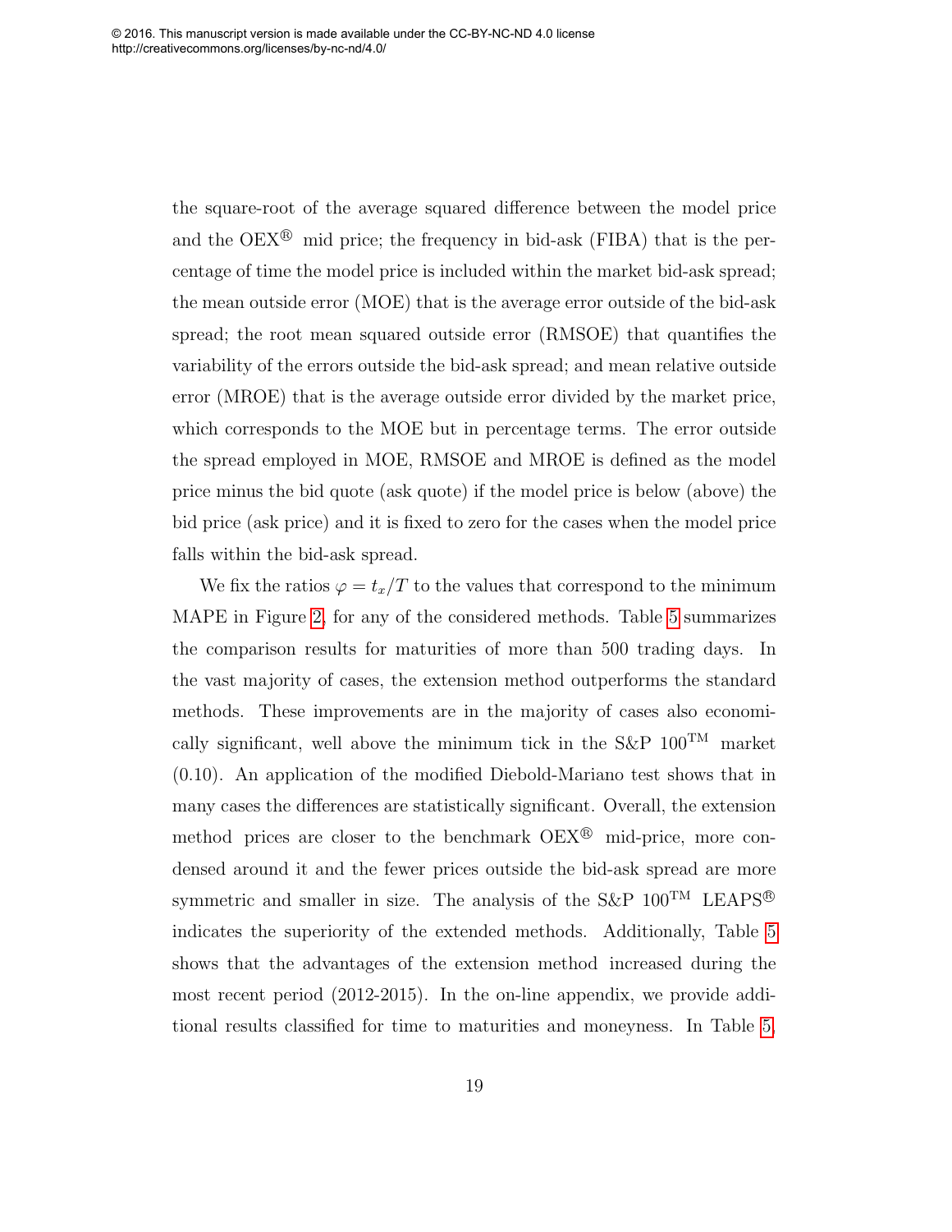the square-root of the average squared difference between the model price and the OEX® mid price; the frequency in bid-ask (FIBA) that is the percentage of time the model price is included within the market bid-ask spread; the mean outside error (MOE) that is the average error outside of the bid-ask spread; the root mean squared outside error (RMSOE) that quantifies the variability of the errors outside the bid-ask spread; and mean relative outside error (MROE) that is the average outside error divided by the market price, which corresponds to the MOE but in percentage terms. The error outside the spread employed in MOE, RMSOE and MROE is defined as the model price minus the bid quote (ask quote) if the model price is below (above) the bid price (ask price) and it is fixed to zero for the cases when the model price falls within the bid-ask spread.

We fix the ratios $\varphi = t_x/T$ to the values that correspond to the minimum MAPE in Figure 2, for any of the considered methods. Table 5 summarizes the comparison results for maturities of more than 500 trading days. In the vast majority of cases, the extension method outperforms the standard methods. These improvements are in the majority of cases also economically significant, well above the minimum tick in the S&P 100™ market (0.10). An application of the modified Diebold-Mariano test shows that in many cases the differences are statistically significant. Overall, the extension method prices are closer to the benchmark OEX® mid-price, more condensed around it and the fewer prices outside the bid-ask spread are more symmetric and smaller in size. The analysis of the S&P 100™ LEAPS® indicates the superiority of the extended methods. Additionally, Table 5 shows that the advantages of the extension method increased during the most recent period (2012-2015). In the on-line appendix, we provide additional results classified for time to maturities and moneyness. In Table 5,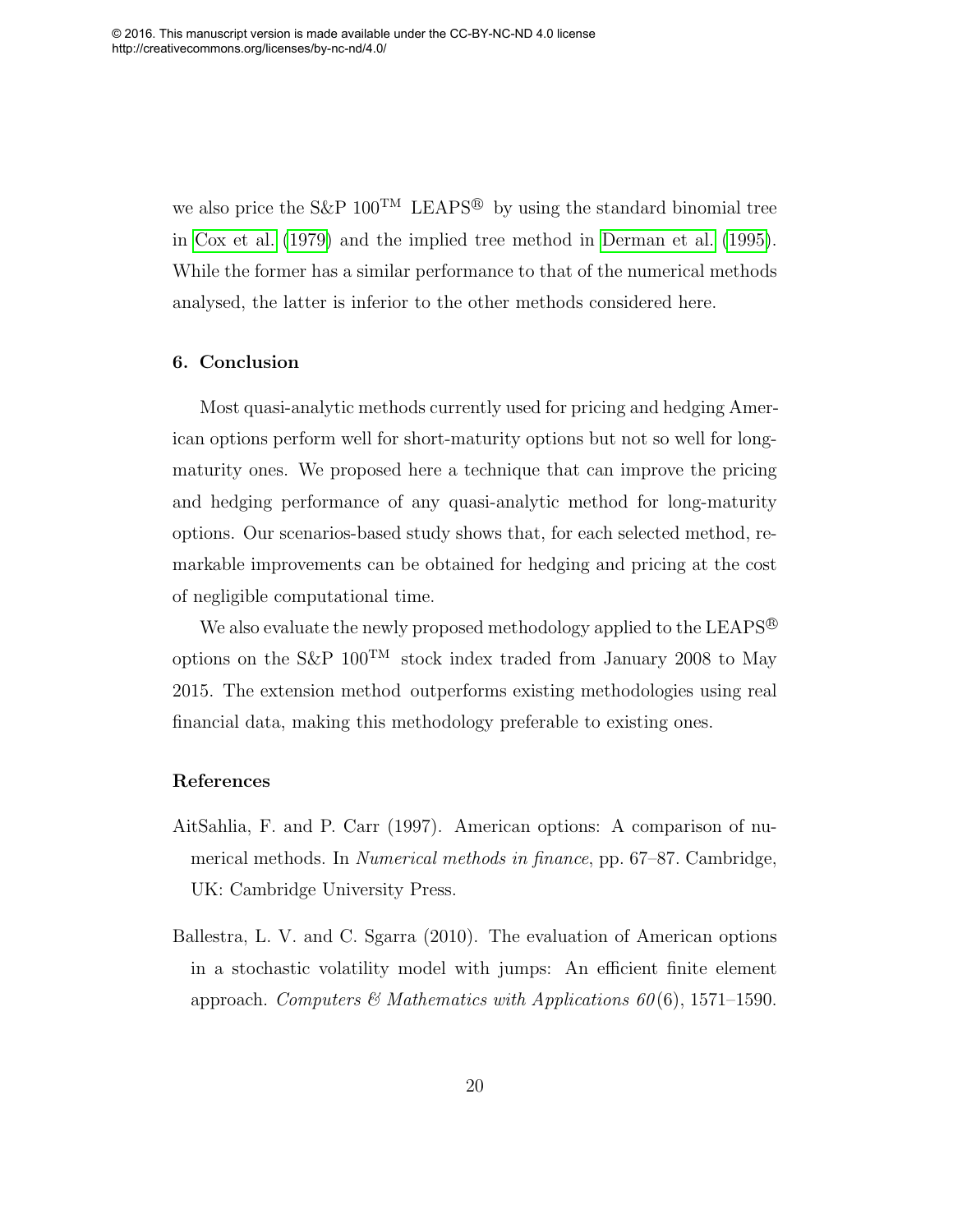we also price the S&P 100$^{\text{TM}}$ LEAPS$^{\circledR}$ by using the standard binomial tree in Cox et al. (1979) and the implied tree method in Derman et al. (1995). While the former has a similar performance to that of the numerical methods analysed, the latter is inferior to the other methods considered here.

## 6. Conclusion

Most quasi-analytic methods currently used for pricing and hedging American options perform well for short-maturity options but not so well for long-maturity ones. We proposed here a technique that can improve the pricing and hedging performance of any quasi-analytic method for long-maturity options. Our scenarios-based study shows that, for each selected method, remarkable improvements can be obtained for hedging and pricing at the cost of negligible computational time.

We also evaluate the newly proposed methodology applied to the LEAPS$^{\circledR}$ options on the S&P 100$^{\text{TM}}$ stock index traded from January 2008 to May 2015. The extension method outperforms existing methodologies using real financial data, making this methodology preferable to existing ones.

## References

AitSahlia, F. and P. Carr (1997). American options: A comparison of numerical methods. In *Numerical methods in finance*, pp. 67–87. Cambridge, UK: Cambridge University Press.

Ballestra, L. V. and C. Sgarra (2010). The evaluation of American options in a stochastic volatility model with jumps: An efficient finite element approach. *Computers & Mathematics with Applications 60*(6), 1571–1590.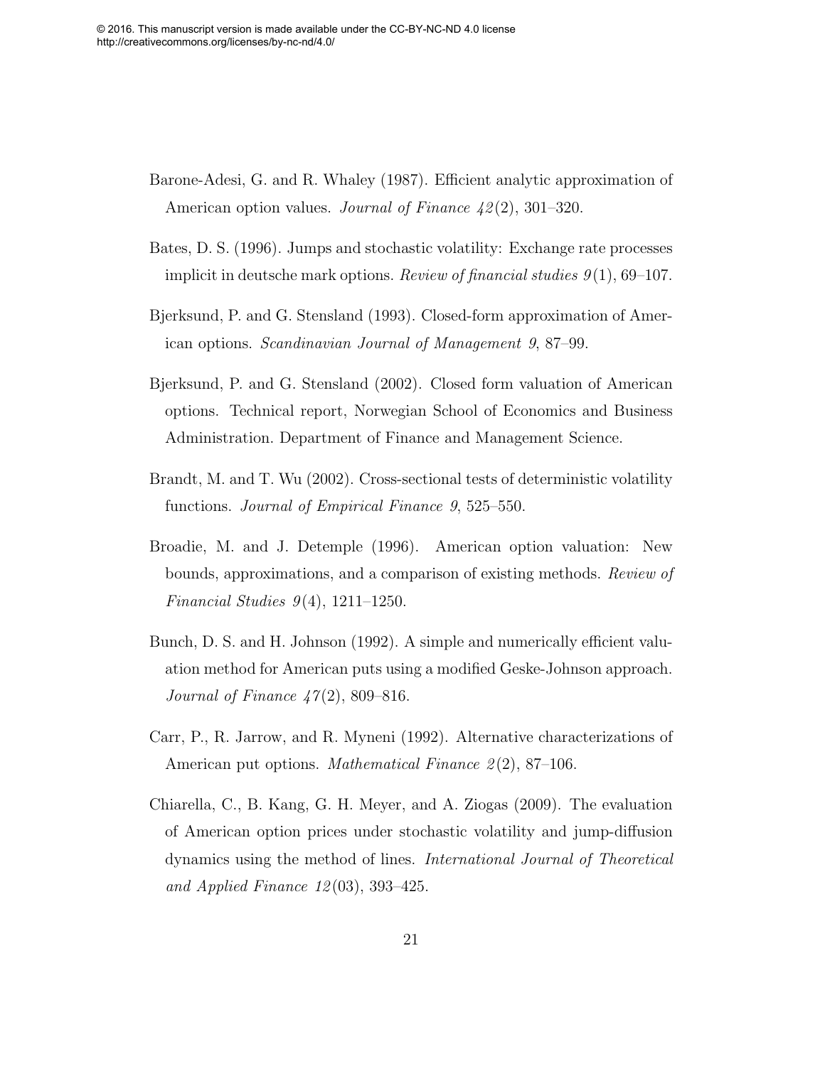Barone-Adesi, G. and R. Whaley (1987). Efficient analytic approximation of American option values. *Journal of Finance 42*(2), 301–320.

Bates, D. S. (1996). Jumps and stochastic volatility: Exchange rate processes implicit in deutsche mark options. *Review of financial studies 9*(1), 69–107.

Bjerksund, P. and G. Stensland (1993). Closed-form approximation of American options. *Scandinavian Journal of Management 9*, 87–99.

Bjerksund, P. and G. Stensland (2002). Closed form valuation of American options. Technical report, Norwegian School of Economics and Business Administration. Department of Finance and Management Science.

Brandt, M. and T. Wu (2002). Cross-sectional tests of deterministic volatility functions. *Journal of Empirical Finance 9*, 525–550.

Broadie, M. and J. Detemple (1996). American option valuation: New bounds, approximations, and a comparison of existing methods. *Review of Financial Studies 9*(4), 1211–1250.

Bunch, D. S. and H. Johnson (1992). A simple and numerically efficient valuation method for American puts using a modified Geske-Johnson approach. *Journal of Finance 47*(2), 809–816.

Carr, P., R. Jarrow, and R. Myneni (1992). Alternative characterizations of American put options. *Mathematical Finance 2*(2), 87–106.

Chiarella, C., B. Kang, G. H. Meyer, and A. Ziogas (2009). The evaluation of American option prices under stochastic volatility and jump-diffusion dynamics using the method of lines. *International Journal of Theoretical and Applied Finance 12*(03), 393–425.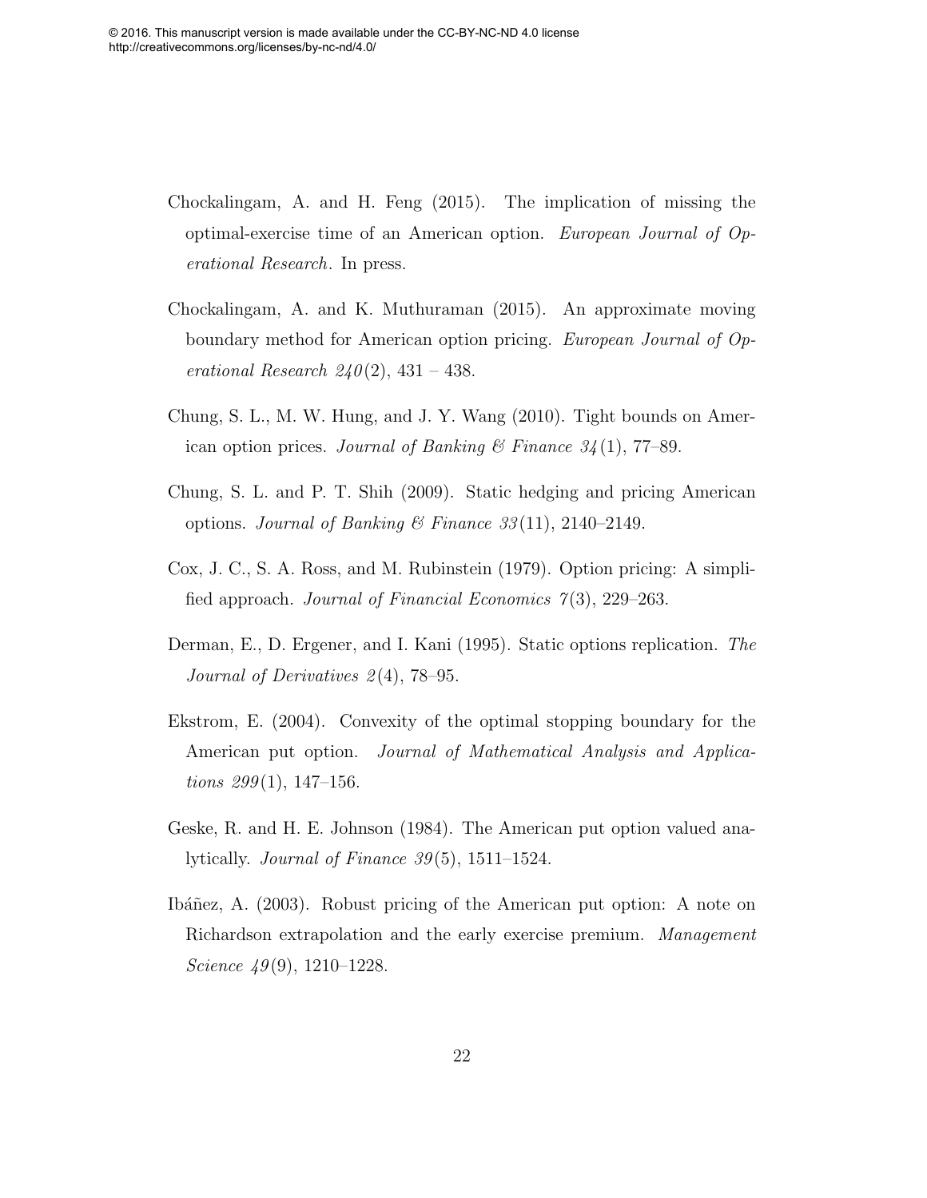Chockalingam, A. and H. Feng (2015). The implication of missing the optimal-exercise time of an American option. *European Journal of Operational Research*. In press.

Chockalingam, A. and K. Muthuraman (2015). An approximate moving boundary method for American option pricing. *European Journal of Operational Research 240*(2), 431 – 438.

Chung, S. L., M. W. Hung, and J. Y. Wang (2010). Tight bounds on American option prices. *Journal of Banking & Finance 34*(1), 77–89.

Chung, S. L. and P. T. Shih (2009). Static hedging and pricing American options. *Journal of Banking & Finance 33*(11), 2140–2149.

Cox, J. C., S. A. Ross, and M. Rubinstein (1979). Option pricing: A simplified approach. *Journal of Financial Economics 7*(3), 229–263.

Derman, E., D. Ergener, and I. Kani (1995). Static options replication. *The Journal of Derivatives 2*(4), 78–95.

Ekstrom, E. (2004). Convexity of the optimal stopping boundary for the American put option. *Journal of Mathematical Analysis and Applications 299*(1), 147–156.

Geske, R. and H. E. Johnson (1984). The American put option valued analytically. *Journal of Finance 39*(5), 1511–1524.

Ibáñez, A. (2003). Robust pricing of the American put option: A note on Richardson extrapolation and the early exercise premium. *Management Science 49*(9), 1210–1228.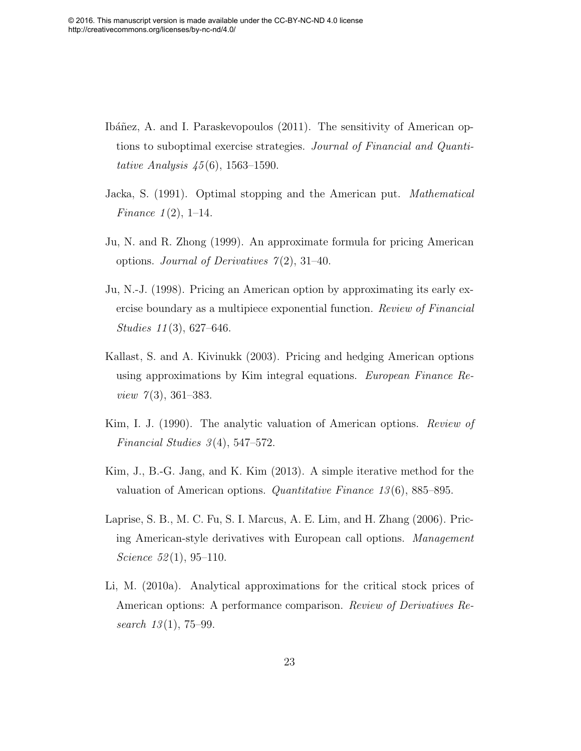Ibáñez, A. and I. Paraskevopoulos (2011). The sensitivity of American options to suboptimal exercise strategies. *Journal of Financial and Quantitative Analysis 45*(6), 1563–1590.

Jacka, S. (1991). Optimal stopping and the American put. *Mathematical Finance 1*(2), 1–14.

Ju, N. and R. Zhong (1999). An approximate formula for pricing American options. *Journal of Derivatives 7*(2), 31–40.

Ju, N.-J. (1998). Pricing an American option by approximating its early exercise boundary as a multipiece exponential function. *Review of Financial Studies 11*(3), 627–646.

Kallast, S. and A. Kivinukk (2003). Pricing and hedging American options using approximations by Kim integral equations. *European Finance Review 7*(3), 361–383.

Kim, I. J. (1990). The analytic valuation of American options. *Review of Financial Studies 3*(4), 547–572.

Kim, J., B.-G. Jang, and K. Kim (2013). A simple iterative method for the valuation of American options. *Quantitative Finance 13*(6), 885–895.

Laprise, S. B., M. C. Fu, S. I. Marcus, A. E. Lim, and H. Zhang (2006). Pricing American-style derivatives with European call options. *Management Science 52*(1), 95–110.

Li, M. (2010a). Analytical approximations for the critical stock prices of American options: A performance comparison. *Review of Derivatives Research 13*(1), 75–99.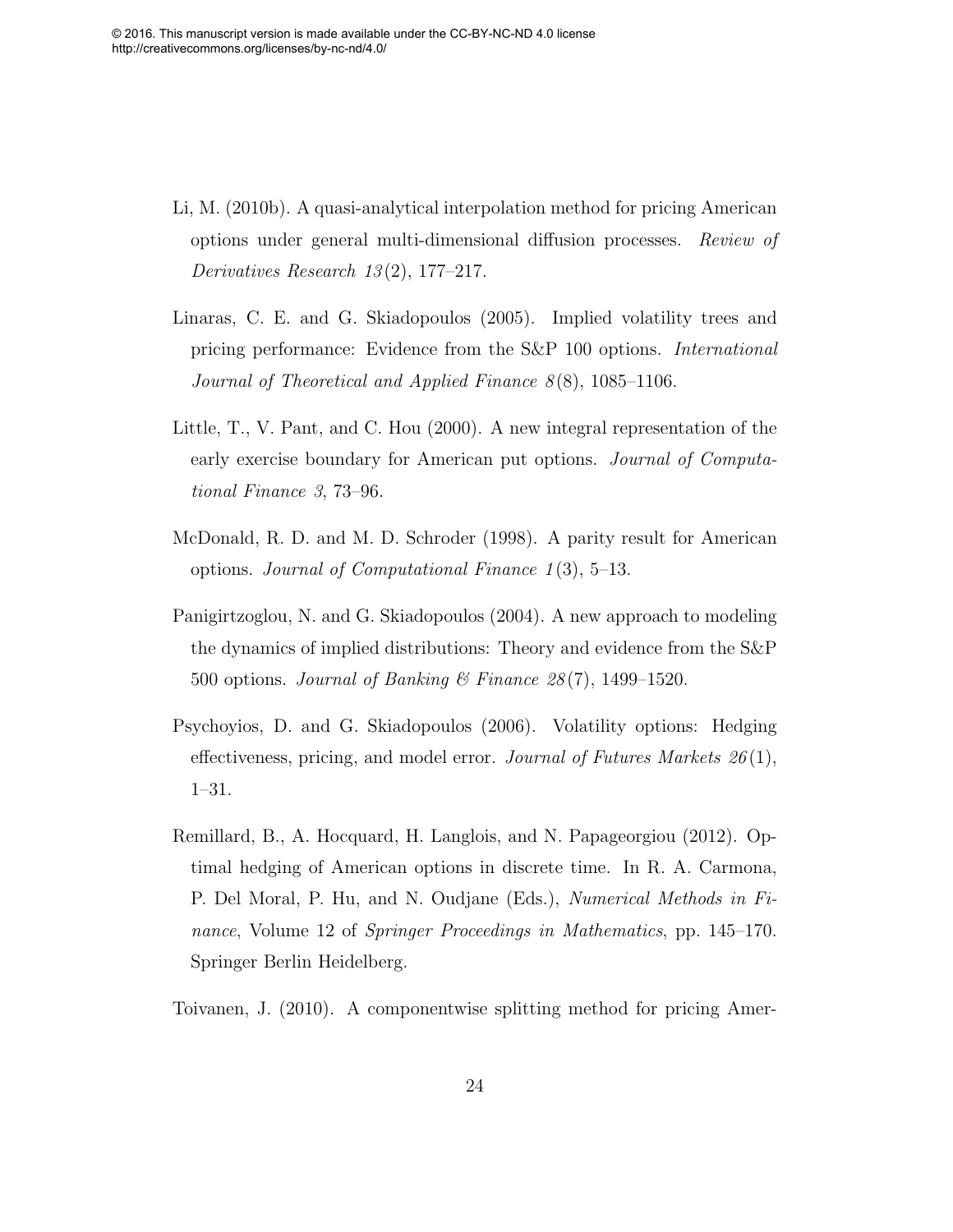Li, M. (2010b). A quasi-analytical interpolation method for pricing American options under general multi-dimensional diffusion processes. *Review of Derivatives Research 13*(2), 177–217.

Linaras, C. E. and G. Skiadopoulos (2005). Implied volatility trees and pricing performance: Evidence from the S&P 100 options. *International Journal of Theoretical and Applied Finance 8*(8), 1085–1106.

Little, T., V. Pant, and C. Hou (2000). A new integral representation of the early exercise boundary for American put options. *Journal of Computational Finance 3*, 73–96.

McDonald, R. D. and M. D. Schroder (1998). A parity result for American options. *Journal of Computational Finance 1*(3), 5–13.

Panigirtzoglou, N. and G. Skiadopoulos (2004). A new approach to modeling the dynamics of implied distributions: Theory and evidence from the S&P 500 options. *Journal of Banking & Finance 28*(7), 1499–1520.

Psychoyios, D. and G. Skiadopoulos (2006). Volatility options: Hedging effectiveness, pricing, and model error. *Journal of Futures Markets 26*(1), 1–31.

Remillard, B., A. Hocquard, H. Langlois, and N. Papageorgiou (2012). Optimal hedging of American options in discrete time. In R. A. Carmona, P. Del Moral, P. Hu, and N. Oudjane (Eds.), *Numerical Methods in Finance*, Volume 12 of *Springer Proceedings in Mathematics*, pp. 145–170. Springer Berlin Heidelberg.

Toivanen, J. (2010). A componentwise splitting method for pricing Amer-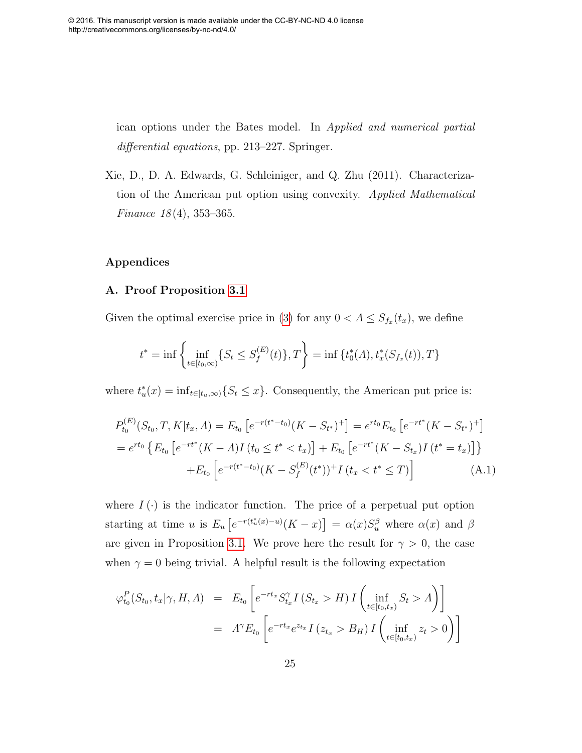ican options under the Bates model. In *Applied and numerical partial differential equations*, pp. 213–227. Springer.

Xie, D., D. A. Edwards, G. Schleiniger, and Q. Zhu (2011). Characterization of the American put option using convexity. *Applied Mathematical Finance 18*(4), 353–365.

## Appendices

### A. Proof Proposition 3.1

Given the optimal exercise price in (3) for any $0 < \Lambda \leq S_{f_x}(t_x)$, we define

$$t^* = \inf\left\{\inf_{t\in[t_0,\infty)}\{S_t \leq S_f^{(E)}(t)\}, T\right\} = \inf\left\{t_0^*(\Lambda), t_x^*(S_{f_x}(t)), T\right\}$$

where $t_u^*(x) = \inf_{t\in[t_u,\infty)}\{S_t \leq x\}$. Consequently, the American put price is:

$$\begin{aligned}
&P_{t_0}^{(E)}(S_{t_0}, T, K|t_x, \Lambda) = E_{t_0}\left[e^{-r(t^*-t_0)}(K - S_{t^*})^+\right] = e^{rt_0}E_{t_0}\left[e^{-rt^*}(K - S_{t^*})^+\right] \\
&= e^{rt_0}\left\{E_{t_0}\left[e^{-rt^*}(K-\Lambda)I\left(t_0 \leq t^* < t_x\right)\right] + E_{t_0}\left[e^{-rt^*}(K - S_{t_x})I\left(t^* = t_x\right)\right]\right\} \\
&\qquad + E_{t_0}\left[e^{-r(t^*-t_0)}(K - S_f^{(E)}(t^*))^+ I\left(t_x < t^* \leq T\right)\right] \qquad \text{(A.1)}
\end{aligned}$$

where $I(\cdot)$ is the indicator function. The price of a perpetual put option starting at time $u$ is $E_u\left[e^{-r(t_u^*(x)-u)}(K-x)\right] = \alpha(x)S_u^\beta$ where $\alpha(x)$ and $\beta$ are given in Proposition 3.1. We prove here the result for $\gamma > 0$, the case when $\gamma = 0$ being trivial. A helpful result is the following expectation

$$\begin{aligned}
\varphi_{t_0}^P(S_{t_0}, t_x|\gamma, H, \Lambda) &= E_{t_0}\left[e^{-rt_x}S_{t_x}^\gamma I\left(S_{t_x} > H\right) I\left(\inf_{t\in[t_0,t_x)} S_t > \Lambda\right)\right] \\
&= \Lambda^\gamma E_{t_0}\left[e^{-rt_x}e^{z_{t_x}} I\left(z_{t_x} > B_H\right) I\left(\inf_{t\in[t_0,t_x)} z_t > 0\right)\right]
\end{aligned}$$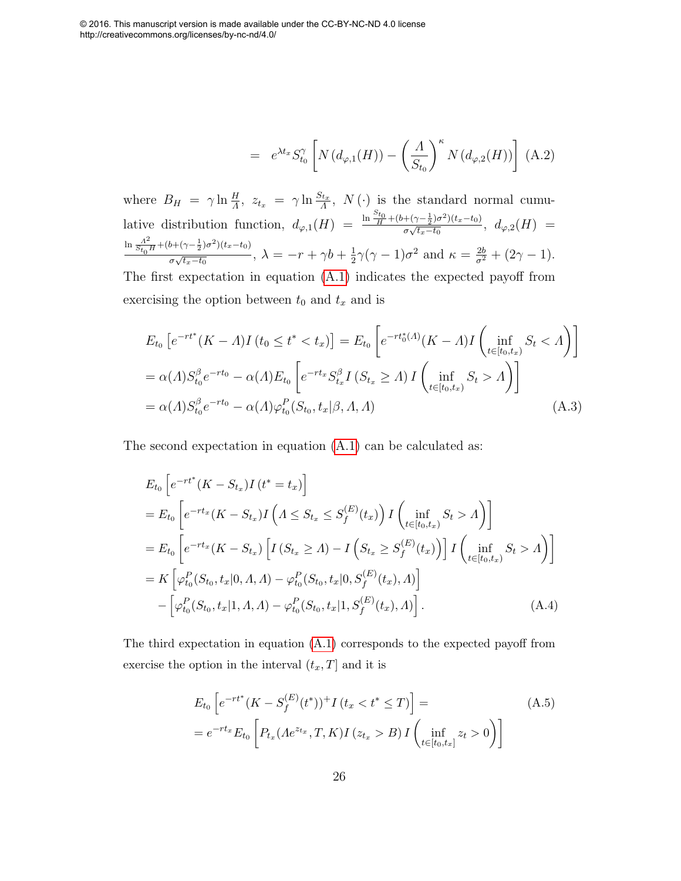© 2016. This manuscript version is made available under the CC-BY-NC-ND 4.0 license http://creativecommons.org/licenses/by-nc-nd/4.0/

$$= \quad e^{\lambda t_x} S_{t_0}^{\gamma} \left[ N\left(d_{\varphi,1}(H)\right) - \left(\frac{\varLambda}{S_{t_0}}\right)^{\kappa} N\left(d_{\varphi,2}(H)\right) \right] \quad \text{(A.2)}$$

where $B_H = \gamma \ln \frac{H}{\varLambda}$, $z_{t_x} = \gamma \ln \frac{S_{t_x}}{\varLambda}$, $N(\cdot)$ is the standard normal cumulative distribution function, $d_{\varphi,1}(H) = \frac{\ln \frac{S_{t_0}}{H} + (b + (\gamma - \frac{1}{2})\sigma^2)(t_x - t_0)}{\sigma\sqrt{t_x - t_0}}$, $d_{\varphi,2}(H) = \frac{\ln \frac{\varLambda^2}{S_{t_0} H} + (b + (\gamma - \frac{1}{2})\sigma^2)(t_x - t_0)}{\sigma\sqrt{t_x - t_0}}$, $\lambda = -r + \gamma b + \frac{1}{2}\gamma(\gamma-1)\sigma^2$ and $\kappa = \frac{2b}{\sigma^2} + (2\gamma - 1)$. The first expectation in equation (A.1) indicates the expected payoff from exercising the option between $t_0$ and $t_x$ and is

$$\begin{aligned}
&E_{t_0}\left[e^{-rt^*}(K-\varLambda)I\left(t_0 \le t^* < t_x\right)\right] = E_{t_0}\left[e^{-rt_0^*(\varLambda)}(K-\varLambda)I\left(\inf_{t\in[t_0,t_x)} S_t < \varLambda\right)\right] \\
&= \alpha(\varLambda)S_{t_0}^{\beta}e^{-rt_0} - \alpha(\varLambda)E_{t_0}\left[e^{-rt_x}S_{t_x}^{\beta} I\left(S_{t_x} \ge \varLambda\right) I\left(\inf_{t\in[t_0,t_x)} S_t > \varLambda\right)\right] \\
&= \alpha(\varLambda)S_{t_0}^{\beta}e^{-rt_0} - \alpha(\varLambda)\varphi_{t_0}^{P}(S_{t_0}, t_x|\beta, \varLambda, \varLambda) \qquad \text{(A.3)}
\end{aligned}$$

The second expectation in equation (A.1) can be calculated as:

$$\begin{aligned}
&E_{t_0}\left[e^{-rt^*}(K - S_{t_x})I\left(t^* = t_x\right)\right] \\
&= E_{t_0}\left[e^{-rt_x}(K - S_{t_x})I\left(\varLambda \le S_{t_x} \le S_f^{(E)}(t_x)\right) I\left(\inf_{t\in[t_0,t_x)} S_t > \varLambda\right)\right] \\
&= E_{t_0}\left[e^{-rt_x}(K - S_{t_x})\left[I\left(S_{t_x} \ge \varLambda\right) - I\left(S_{t_x} \ge S_f^{(E)}(t_x)\right)\right] I\left(\inf_{t\in[t_0,t_x)} S_t > \varLambda\right)\right] \\
&= K\left[\varphi_{t_0}^{P}(S_{t_0}, t_x|0, \varLambda, \varLambda) - \varphi_{t_0}^{P}(S_{t_0}, t_x|0, S_f^{(E)}(t_x), \varLambda)\right] \\
&\quad - \left[\varphi_{t_0}^{P}(S_{t_0}, t_x|1, \varLambda, \varLambda) - \varphi_{t_0}^{P}(S_{t_0}, t_x|1, S_f^{(E)}(t_x), \varLambda)\right]. \qquad \text{(A.4)}
\end{aligned}$$

The third expectation in equation (A.1) corresponds to the expected payoff from exercise the option in the interval $(t_x, T]$ and it is

$$\begin{aligned}
&E_{t_0}\left[e^{-rt^*}(K - S_f^{(E)}(t^*))^+ I\left(t_x < t^* \le T\right)\right] = \qquad \text{(A.5)} \\
&= e^{-rt_x}E_{t_0}\left[P_{t_x}(\varLambda e^{z_{t_x}}, T, K) I\left(z_{t_x} > B\right) I\left(\inf_{t\in[t_0,t_x]} z_t > 0\right)\right]
\end{aligned}$$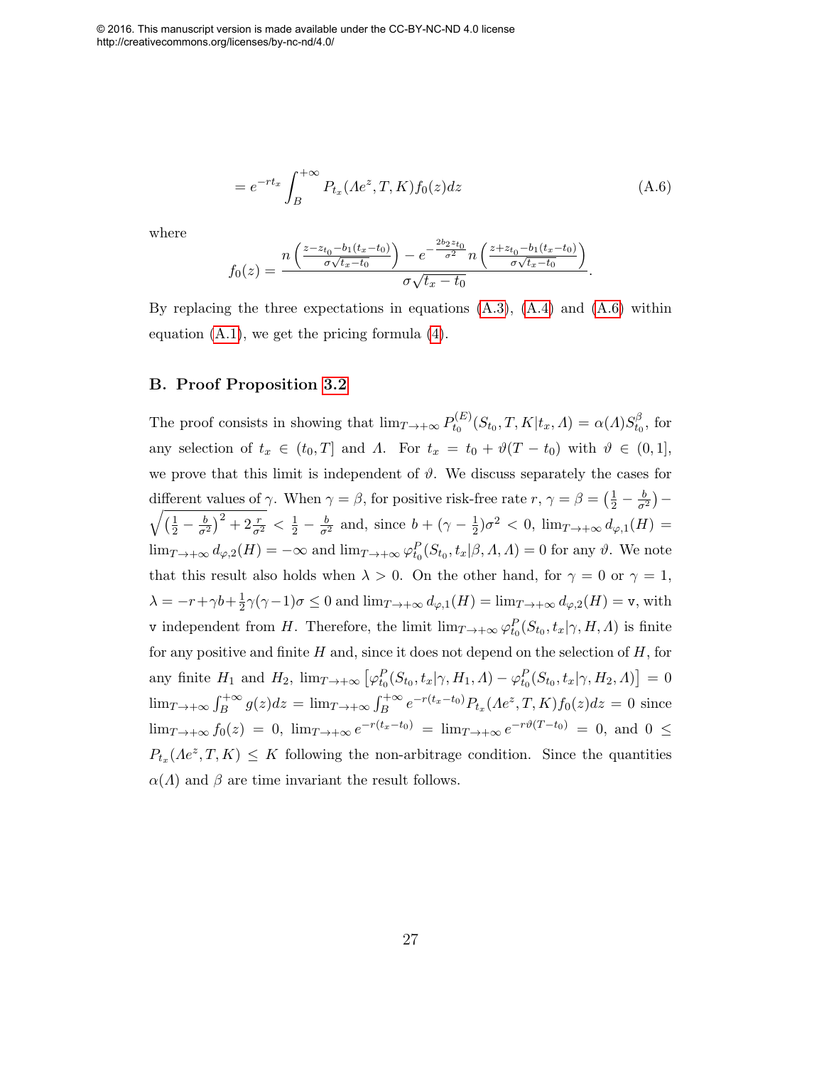$$= e^{-rt_x} \int_B^{+\infty} P_{t_x}(\Lambda e^z, T, K) f_0(z) dz \tag{A.6}$$

where

$$f_0(z) = \frac{n\left(\frac{z - z_{t_0} - b_1(t_x - t_0)}{\sigma\sqrt{t_x - t_0}}\right) - e^{-\frac{2b_2 z_{t_0}}{\sigma^2}} n\left(\frac{z + z_{t_0} - b_1(t_x - t_0)}{\sigma\sqrt{t_x - t_0}}\right)}{\sigma\sqrt{t_x - t_0}}.$$

By replacing the three expectations in equations (A.3), (A.4) and (A.6) within equation (A.1), we get the pricing formula (4).

## B. Proof Proposition 3.2

The proof consists in showing that $\lim_{T\to+\infty} P_{t_0}^{(E)}(S_{t_0}, T, K|t_x, \Lambda) = \alpha(\Lambda) S_{t_0}^{\beta}$, for any selection of $t_x \in (t_0, T]$ and $\Lambda$. For $t_x = t_0 + \vartheta(T - t_0)$ with $\vartheta \in (0, 1]$, we prove that this limit is independent of $\vartheta$. We discuss separately the cases for different values of $\gamma$. When $\gamma = \beta$, for positive risk-free rate $r$, $\gamma = \beta = \left(\frac{1}{2} - \frac{b}{\sigma^2}\right) - \sqrt{\left(\frac{1}{2} - \frac{b}{\sigma^2}\right)^2 + 2\frac{r}{\sigma^2}} < \frac{1}{2} - \frac{b}{\sigma^2}$ and, since $b + (\gamma - \frac{1}{2})\sigma^2 < 0$, $\lim_{T\to+\infty} d_{\varphi,1}(H) = \lim_{T\to+\infty} d_{\varphi,2}(H) = -\infty$ and $\lim_{T\to+\infty} \varphi_{t_0}^{P}(S_{t_0}, t_x|\beta, \Lambda, \Lambda) = 0$ for any $\vartheta$. We note that this result also holds when $\lambda > 0$. On the other hand, for $\gamma = 0$ or $\gamma = 1$, $\lambda = -r + \gamma b + \frac{1}{2}\gamma(\gamma - 1)\sigma \leq 0$ and $\lim_{T\to+\infty} d_{\varphi,1}(H) = \lim_{T\to+\infty} d_{\varphi,2}(H) = \mathtt{v}$, with $\mathtt{v}$ independent from $H$. Therefore, the limit $\lim_{T\to+\infty} \varphi_{t_0}^{P}(S_{t_0}, t_x|\gamma, H, \Lambda)$ is finite for any positive and finite $H$ and, since it does not depend on the selection of $H$, for any finite $H_1$ and $H_2$, $\lim_{T\to+\infty} \left[\varphi_{t_0}^{P}(S_{t_0}, t_x|\gamma, H_1, \Lambda) - \varphi_{t_0}^{P}(S_{t_0}, t_x|\gamma, H_2, \Lambda)\right] = 0$ $\lim_{T\to+\infty} \int_B^{+\infty} g(z) dz = \lim_{T\to+\infty} \int_B^{+\infty} e^{-r(t_x - t_0)} P_{t_x}(\Lambda e^z, T, K) f_0(z) dz = 0$ since $\lim_{T\to+\infty} f_0(z) = 0$, $\lim_{T\to+\infty} e^{-r(t_x - t_0)} = \lim_{T\to+\infty} e^{-r\vartheta(T - t_0)} = 0$, and $0 \leq P_{t_x}(\Lambda e^z, T, K) \leq K$ following the non-arbitrage condition. Since the quantities $\alpha(\Lambda)$ and $\beta$ are time invariant the result follows.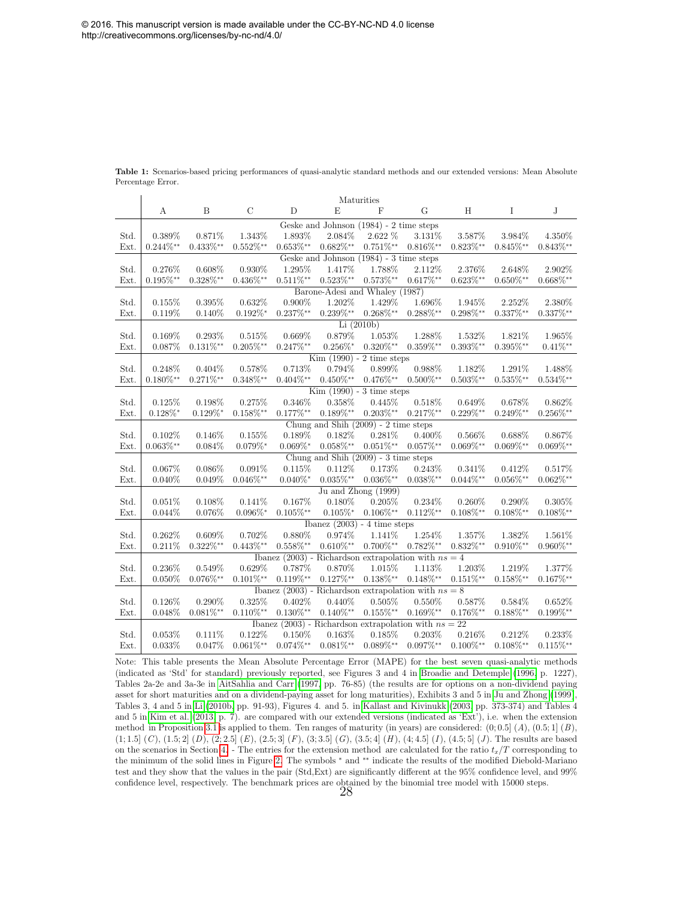© 2016. This manuscript version is made available under the CC-BY-NC-ND 4.0 license http://creativecommons.org/licenses/by-nc-nd/4.0/

**Table 1:** Scenarios-based pricing performances of quasi-analytic standard methods and our extended versions: Mean Absolute Percentage Error.

| | Maturities | | | | | | | | | |
|---|---|---|---|---|---|---|---|---|---|---|
| | A | B | C | D | E | F | G | H | I | J |
| | Geske and Johnson (1984) - 2 time steps | | | | | | | | | |
| Std. | 0.389% | 0.871% | 1.343% | 1.893% | 2.084% | 2.622 % | 3.131% | 3.587% | 3.984% | 4.350% |
| Ext. | 0.244%** | 0.433%** | 0.552%** | 0.653%** | 0.682%** | 0.751%** | 0.816%** | 0.823%** | 0.845%** | 0.843%** |
| | Geske and Johnson (1984) - 3 time steps | | | | | | | | | |
| Std. | 0.276% | 0.608% | 0.930% | 1.295% | 1.417% | 1.788% | 2.112% | 2.376% | 2.648% | 2.902% |
| Ext. | 0.195%** | 0.328%** | 0.436%** | 0.511%** | 0.523%** | 0.573%** | 0.617%** | 0.623%** | 0.650%** | 0.668%** |
| | Barone-Adesi and Whaley (1987) | | | | | | | | | |
| Std. | 0.155% | 0.395% | 0.632% | 0.900% | 1.202% | 1.429% | 1.696% | 1.945% | 2.252% | 2.380% |
| Ext. | 0.119% | 0.140% | 0.192%* | 0.237%** | 0.239%** | 0.268%** | 0.288%** | 0.298%** | 0.337%** | 0.337%** |
| | Li (2010b) | | | | | | | | | |
| Std. | 0.169% | 0.293% | 0.515% | 0.669% | 0.879% | 1.053% | 1.288% | 1.532% | 1.821% | 1.965% |
| Ext. | 0.087% | 0.131%** | 0.205%** | 0.247%** | 0.256%* | 0.320%** | 0.359%** | 0.393%** | 0.395%** | 0.41%** |
| | Kim (1990) - 2 time steps | | | | | | | | | |
| Std. | 0.248% | 0.404% | 0.578% | 0.713% | 0.794% | 0.899% | 0.988% | 1.182% | 1.291% | 1.488% |
| Ext. | 0.180%** | 0.271%** | 0.348%** | 0.404%** | 0.450%** | 0.476%** | 0.500%** | 0.503%** | 0.535%** | 0.534%** |
| | Kim (1990) - 3 time steps | | | | | | | | | |
| Std. | 0.125% | 0.198% | 0.275% | 0.346% | 0.358% | 0.445% | 0.518% | 0.649% | 0.678% | 0.862% |
| Ext. | 0.128%* | 0.129%* | 0.158%** | 0.177%** | 0.189%** | 0.203%** | 0.217%** | 0.229%** | 0.249%** | 0.256%** |
| | Chung and Shih (2009) - 2 time steps | | | | | | | | | |
| Std. | 0.102% | 0.146% | 0.155% | 0.189% | 0.182% | 0.281% | 0.400% | 0.566% | 0.688% | 0.867% |
| Ext. | 0.063%** | 0.084% | 0.079%* | 0.069%* | 0.058%** | 0.051%** | 0.057%** | 0.069%** | 0.069%** | 0.069%** |
| | Chung and Shih (2009) - 3 time steps | | | | | | | | | |
| Std. | 0.067% | 0.086% | 0.091% | 0.115% | 0.112% | 0.173% | 0.243% | 0.341% | 0.412% | 0.517% |
| Ext. | 0.040% | 0.049% | 0.046%** | 0.040%* | 0.035%** | 0.036%** | 0.038%** | 0.044%** | 0.056%** | 0.062%** |
| | Ju and Zhong (1999) | | | | | | | | | |
| Std. | 0.051% | 0.108% | 0.141% | 0.167% | 0.180% | 0.205% | 0.234% | 0.260% | 0.290% | 0.305% |
| Ext. | 0.044% | 0.076% | 0.096%* | 0.105%** | 0.105%* | 0.106%** | 0.112%** | 0.108%** | 0.108%** | 0.108%** |
| | Ibanez (2003) - 4 time steps | | | | | | | | | |
| Std. | 0.262% | 0.609% | 0.702% | 0.880% | 0.974% | 1.141% | 1.254% | 1.357% | 1.382% | 1.561% |
| Ext. | 0.211% | 0.322%** | 0.443%** | 0.558%** | 0.610%** | 0.700%** | 0.782%** | 0.832%** | 0.910%** | 0.960%** |
| | Ibanez (2003) - Richardson extrapolation with $ns = 4$ | | | | | | | | | |
| Std. | 0.236% | 0.549% | 0.629% | 0.787% | 0.870% | 1.015% | 1.113% | 1.203% | 1.219% | 1.377% |
| Ext. | 0.050% | 0.076%** | 0.101%** | 0.119%** | 0.127%** | 0.138%** | 0.148%** | 0.151%** | 0.158%** | 0.167%** |
| | Ibanez (2003) - Richardson extrapolation with $ns = 8$ | | | | | | | | | |
| Std. | 0.126% | 0.290% | 0.325% | 0.402% | 0.440% | 0.505% | 0.550% | 0.587% | 0.584% | 0.652% |
| Ext. | 0.048% | 0.081%** | 0.110%** | 0.130%** | 0.140%** | 0.155%** | 0.169%** | 0.176%** | 0.188%** | 0.199%** |
| | Ibanez (2003) - Richardson extrapolation with $ns = 22$ | | | | | | | | | |
| Std. | 0.053% | 0.111% | 0.122% | 0.150% | 0.163% | 0.185% | 0.203% | 0.216% | 0.212% | 0.233% |
| Ext. | 0.033% | 0.047% | 0.061%** | 0.074%** | 0.081%** | 0.089%** | 0.097%** | 0.100%** | 0.108%** | 0.115%** |

Note: This table presents the Mean Absolute Percentage Error (MAPE) for the best seven quasi-analytic methods (indicated as 'Std' for standard) previously reported, see Figures 3 and 4 in Broadie and Detemple (1996, p. 1227), Tables 2a-2e and 3a-3e in AitSahlia and Carr (1997, pp. 76-85) (the results are for options on a non-dividend paying asset for short maturities and on a dividend-paying asset for long maturities), Exhibits 3 and 5 in Ju and Zhong (1999), Tables 3, 4 and 5 in Li (2010b, pp. 91-93), Figures 4. and 5. in Kallast and Kivinukk (2003, pp. 373-374) and Tables 4 and 5 in Kim et al. (2013, p. 7). are compared with our extended versions (indicated as 'Ext'), i.e. when the extension method in Proposition 3.1 is applied to them. Ten ranges of maturity (in years) are considered: $(0; 0.5]$ $(A)$, $(0.5; 1]$ $(B)$, $(1; 1.5]$ $(C)$, $(1.5; 2]$ $(D)$, $(2; 2.5]$ $(E)$, $(2.5; 3]$ $(F)$, $(3; 3.5]$ $(G)$, $(3.5; 4]$ $(H)$, $(4; 4.5]$ $(I)$, $(4.5; 5]$ $(J)$. The results are based on the scenarios in Section 4. - The entries for the extension method are calculated for the ratio $t_x/T$ corresponding to the minimum of the solid lines in Figure 2. The symbols * and ** indicate the results of the modified Diebold-Mariano test and they show that the values in the pair (Std,Ext) are significantly different at the 95% confidence level, and 99% confidence level, respectively. The benchmark prices are obtained by the binomial tree model with 15000 steps.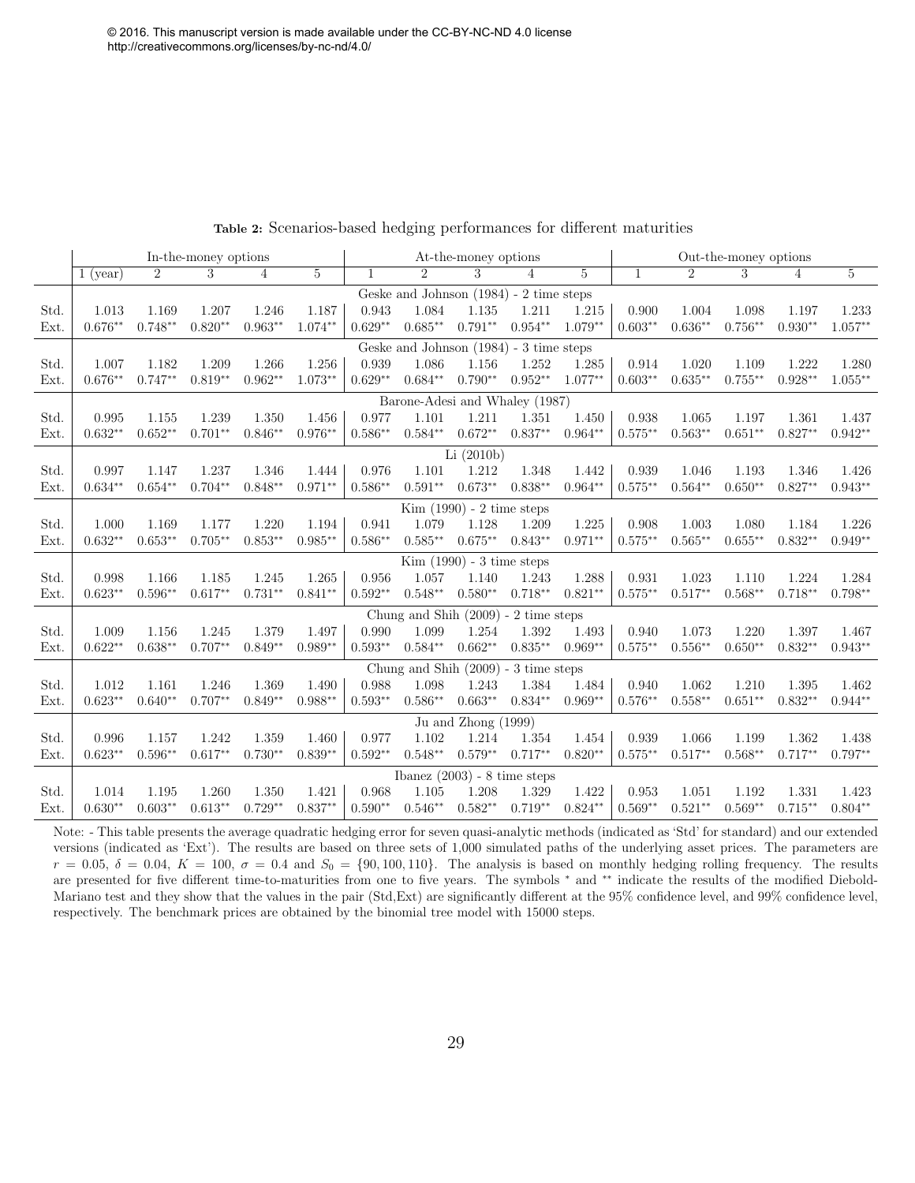© 2016. This manuscript version is made available under the CC-BY-NC-ND 4.0 license http://creativecommons.org/licenses/by-nc-nd/4.0/

**Table 2:** Scenarios-based hedging performances for different maturities

| | In-the-money options | | | | | At-the-money options | | | | | Out-the-money options | | | | |
|---|---|---|---|---|---|---|---|---|---|---|---|---|---|---|---|
| | 1 (year) | 2 | 3 | 4 | 5 | 1 | 2 | 3 | 4 | 5 | 1 | 2 | 3 | 4 | 5 |
| | Geske and Johnson (1984) - 2 time steps | | | | | | | | | | | | | | |
| Std. | 1.013 | 1.169 | 1.207 | 1.246 | 1.187 | 0.943 | 1.084 | 1.135 | 1.211 | 1.215 | 0.900 | 1.004 | 1.098 | 1.197 | 1.233 |
| Ext. | 0.676** | 0.748** | 0.820** | 0.963** | 1.074** | 0.629** | 0.685** | 0.791** | 0.954** | 1.079** | 0.603** | 0.636** | 0.756** | 0.930** | 1.057** |
| | Geske and Johnson (1984) - 3 time steps | | | | | | | | | | | | | | |
| Std. | 1.007 | 1.182 | 1.209 | 1.266 | 1.256 | 0.939 | 1.086 | 1.156 | 1.252 | 1.285 | 0.914 | 1.020 | 1.109 | 1.222 | 1.280 |
| Ext. | 0.676** | 0.747** | 0.819** | 0.962** | 1.073** | 0.629** | 0.684** | 0.790** | 0.952** | 1.077** | 0.603** | 0.635** | 0.755** | 0.928** | 1.055** |
| | Barone-Adesi and Whaley (1987) | | | | | | | | | | | | | | |
| Std. | 0.995 | 1.155 | 1.239 | 1.350 | 1.456 | 0.977 | 1.101 | 1.211 | 1.351 | 1.450 | 0.938 | 1.065 | 1.197 | 1.361 | 1.437 |
| Ext. | 0.632** | 0.652** | 0.701** | 0.846** | 0.976** | 0.586** | 0.584** | 0.672** | 0.837** | 0.964** | 0.575** | 0.563** | 0.651** | 0.827** | 0.942** |
| | Li (2010b) | | | | | | | | | | | | | | |
| Std. | 0.997 | 1.147 | 1.237 | 1.346 | 1.444 | 0.976 | 1.101 | 1.212 | 1.348 | 1.442 | 0.939 | 1.046 | 1.193 | 1.346 | 1.426 |
| Ext. | 0.634** | 0.654** | 0.704** | 0.848** | 0.971** | 0.586** | 0.591** | 0.673** | 0.838** | 0.964** | 0.575** | 0.564** | 0.650** | 0.827** | 0.943** |
| | Kim (1990) - 2 time steps | | | | | | | | | | | | | | |
| Std. | 1.000 | 1.169 | 1.177 | 1.220 | 1.194 | 0.941 | 1.079 | 1.128 | 1.209 | 1.225 | 0.908 | 1.003 | 1.080 | 1.184 | 1.226 |
| Ext. | 0.632** | 0.653** | 0.705** | 0.853** | 0.985** | 0.586** | 0.585** | 0.675** | 0.843** | 0.971** | 0.575** | 0.565** | 0.655** | 0.832** | 0.949** |
| | Kim (1990) - 3 time steps | | | | | | | | | | | | | | |
| Std. | 0.998 | 1.166 | 1.185 | 1.245 | 1.265 | 0.956 | 1.057 | 1.140 | 1.243 | 1.288 | 0.931 | 1.023 | 1.110 | 1.224 | 1.284 |
| Ext. | 0.623** | 0.596** | 0.617** | 0.731** | 0.841** | 0.592** | 0.548** | 0.580** | 0.718** | 0.821** | 0.575** | 0.517** | 0.568** | 0.718** | 0.798** |
| | Chung and Shih (2009) - 2 time steps | | | | | | | | | | | | | | |
| Std. | 1.009 | 1.156 | 1.245 | 1.379 | 1.497 | 0.990 | 1.099 | 1.254 | 1.392 | 1.493 | 0.940 | 1.073 | 1.220 | 1.397 | 1.467 |
| Ext. | 0.622** | 0.638** | 0.707** | 0.849** | 0.989** | 0.593** | 0.584** | 0.662** | 0.835** | 0.969** | 0.575** | 0.556** | 0.650** | 0.832** | 0.943** |
| | Chung and Shih (2009) - 3 time steps | | | | | | | | | | | | | | |
| Std. | 1.012 | 1.161 | 1.246 | 1.369 | 1.490 | 0.988 | 1.098 | 1.243 | 1.384 | 1.484 | 0.940 | 1.062 | 1.210 | 1.395 | 1.462 |
| Ext. | 0.623** | 0.640** | 0.707** | 0.849** | 0.988** | 0.593** | 0.586** | 0.663** | 0.834** | 0.969** | 0.576** | 0.558** | 0.651** | 0.832** | 0.944** |
| | Ju and Zhong (1999) | | | | | | | | | | | | | | |
| Std. | 0.996 | 1.157 | 1.242 | 1.359 | 1.460 | 0.977 | 1.102 | 1.214 | 1.354 | 1.454 | 0.939 | 1.066 | 1.199 | 1.362 | 1.438 |
| Ext. | 0.623** | 0.596** | 0.617** | 0.730** | 0.839** | 0.592** | 0.548** | 0.579** | 0.717** | 0.820** | 0.575** | 0.517** | 0.568** | 0.717** | 0.797** |
| | Ibanez (2003) - 8 time steps | | | | | | | | | | | | | | |
| Std. | 1.014 | 1.195 | 1.260 | 1.350 | 1.421 | 0.968 | 1.105 | 1.208 | 1.329 | 1.422 | 0.953 | 1.051 | 1.192 | 1.331 | 1.423 |
| Ext. | 0.630** | 0.603** | 0.613** | 0.729** | 0.837** | 0.590** | 0.546** | 0.582** | 0.719** | 0.824** | 0.569** | 0.521** | 0.569** | 0.715** | 0.804** |

Note: - This table presents the average quadratic hedging error for seven quasi-analytic methods (indicated as 'Std' for standard) and our extended versions (indicated as 'Ext'). The results are based on three sets of 1,000 simulated paths of the underlying asset prices. The parameters are $r = 0.05$, $\delta = 0.04$, $K = 100$, $\sigma = 0.4$ and $S_0 = \{90, 100, 110\}$. The analysis is based on monthly hedging rolling frequency. The results are presented for five different time-to-maturities from one to five years. The symbols * and ** indicate the results of the modified Diebold-Mariano test and they show that the values in the pair (Std,Ext) are significantly different at the 95% confidence level, and 99% confidence level, respectively. The benchmark prices are obtained by the binomial tree model with 15000 steps.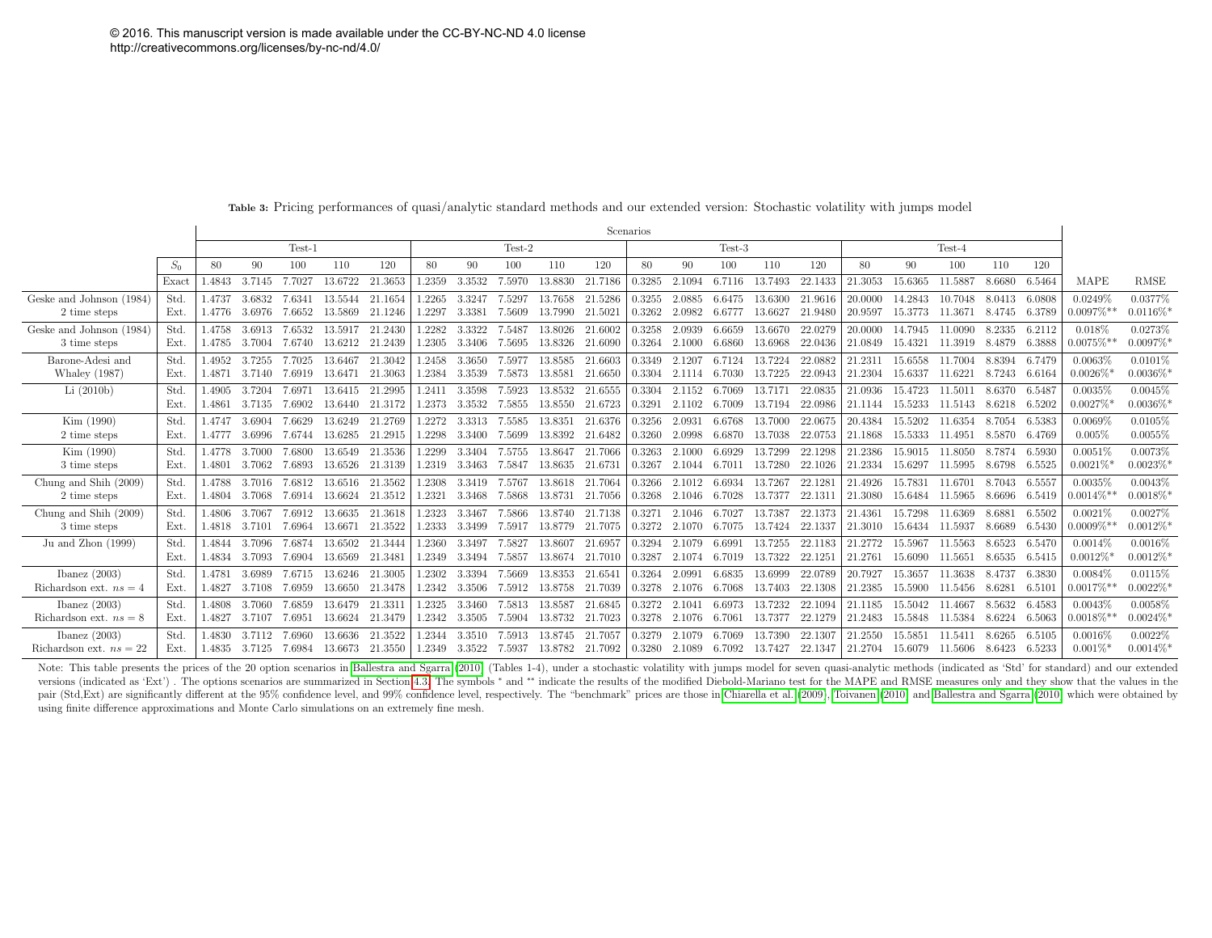© 2016. This manuscript version is made available under the CC-BY-NC-ND 4.0 license http://creativecommons.org/licenses/by-nc-nd/4.0/

**Table 3:** Pricing performances of quasi/analytic standard methods and our extended version: Stochastic volatility with jumps model

| | | Scenarios | | | | | | | | | | | | | | | | | | | | | |
|---|---|---|---|---|---|---|---|---|---|---|---|---|---|---|---|---|---|---|---|---|---|---|---|
| | | Test-1 | | | | | Test-2 | | | | | Test-3 | | | | | Test-4 | | | | | | |
| | $S_0$ | 80 | 90 | 100 | 110 | 120 | 80 | 90 | 100 | 110 | 120 | 80 | 90 | 100 | 110 | 120 | 80 | 90 | 100 | 110 | 120 | | |
| | Exact | 1.4843 | 3.7145 | 7.7027 | 13.6722 | 21.3653 | 1.2359 | 3.3532 | 7.5970 | 13.8830 | 21.7186 | 0.3285 | 2.1094 | 6.7116 | 13.7493 | 22.1433 | 21.3053 | 15.6365 | 11.5887 | 8.6680 | 6.5464 | MAPE | RMSE |
| Geske and Johnson (1984) 2 time steps | Std. | 1.4737 | 3.6832 | 7.6341 | 13.5544 | 21.1654 | 1.2265 | 3.3247 | 7.5297 | 13.7658 | 21.5286 | 0.3255 | 2.0885 | 6.6475 | 13.6300 | 21.9616 | 20.0000 | 14.2843 | 10.7048 | 8.0413 | 6.0808 | 0.0249% | 0.0377% |
| | Ext. | 1.4776 | 3.6976 | 7.6652 | 13.5869 | 21.1246 | 1.2297 | 3.3381 | 7.5609 | 13.7990 | 21.5021 | 0.3262 | 2.0982 | 6.6777 | 13.6627 | 21.9480 | 20.9597 | 15.3773 | 11.3671 | 8.4745 | 6.3789 | 0.0097%** | 0.0116%* |
| Geske and Johnson (1984) 3 time steps | Std. | 1.4758 | 3.6913 | 7.6532 | 13.5917 | 21.2430 | 1.2282 | 3.3322 | 7.5487 | 13.8026 | 21.6002 | 0.3258 | 2.0939 | 6.6659 | 13.6670 | 22.0279 | 20.0000 | 14.7945 | 11.0090 | 8.2335 | 6.2112 | 0.018% | 0.0273% |
| | Ext. | 1.4785 | 3.7004 | 7.6740 | 13.6212 | 21.2439 | 1.2305 | 3.3406 | 7.5695 | 13.8326 | 21.6090 | 0.3264 | 2.1000 | 6.6860 | 13.6968 | 22.0436 | 21.0849 | 15.4321 | 11.3919 | 8.4879 | 6.3888 | 0.0075%** | 0.0097%* |
| Barone-Adesi and Whaley (1987) | Std. | 1.4952 | 3.7255 | 7.7025 | 13.6467 | 21.3042 | 1.2458 | 3.3650 | 7.5977 | 13.8585 | 21.6603 | 0.3349 | 2.1207 | 6.7124 | 13.7224 | 22.0882 | 21.2311 | 15.6558 | 11.7004 | 8.8394 | 6.7479 | 0.0063% | 0.0101% |
| | Ext. | 1.4871 | 3.7140 | 7.6919 | 13.6471 | 21.3063 | 1.2384 | 3.3539 | 7.5873 | 13.8581 | 21.6650 | 0.3304 | 2.1114 | 6.7030 | 13.7225 | 22.0943 | 21.2304 | 15.6337 | 11.6221 | 8.7243 | 6.6164 | 0.0026%* | 0.0036%* |
| Li (2010b) | Std. | 1.4905 | 3.7204 | 7.6971 | 13.6415 | 21.2995 | 1.2411 | 3.3598 | 7.5923 | 13.8532 | 21.6555 | 0.3304 | 2.1152 | 6.7069 | 13.7171 | 22.0835 | 21.0936 | 15.4723 | 11.5011 | 8.6370 | 6.5487 | 0.0035% | 0.0045% |
| | Ext. | 1.4861 | 3.7135 | 7.6902 | 13.6440 | 21.3172 | 1.2373 | 3.3532 | 7.5855 | 13.8550 | 21.6723 | 0.3291 | 2.1102 | 6.7009 | 13.7194 | 22.0986 | 21.1144 | 15.5233 | 11.5143 | 8.6218 | 6.5202 | 0.0027%* | 0.0036%* |
| Kim (1990) 2 time steps | Std. | 1.4747 | 3.6904 | 7.6629 | 13.6249 | 21.2769 | 1.2272 | 3.3313 | 7.5585 | 13.8351 | 21.6376 | 0.3256 | 2.0931 | 6.6768 | 13.7000 | 22.0675 | 20.4384 | 15.5202 | 11.6354 | 8.7054 | 6.5383 | 0.0069% | 0.0105% |
| | Ext. | 1.4777 | 3.6996 | 7.6744 | 13.6285 | 21.2915 | 1.2298 | 3.3400 | 7.5699 | 13.8392 | 21.6482 | 0.3260 | 2.0998 | 6.6870 | 13.7038 | 22.0753 | 21.1868 | 15.5333 | 11.4951 | 8.5870 | 6.4769 | 0.005% | 0.0055% |
| Kim (1990) 3 time steps | Std. | 1.4778 | 3.7000 | 7.6800 | 13.6549 | 21.3536 | 1.2299 | 3.3404 | 7.5755 | 13.8647 | 21.7066 | 0.3263 | 2.1000 | 6.6929 | 13.7299 | 22.1298 | 21.2386 | 15.9015 | 11.8050 | 8.7874 | 6.5930 | 0.0051% | 0.0073% |
| | Ext. | 1.4801 | 3.7062 | 7.6893 | 13.6526 | 21.3139 | 1.2319 | 3.3463 | 7.5847 | 13.8635 | 21.6731 | 0.3267 | 2.1044 | 6.7011 | 13.7280 | 22.1026 | 21.2334 | 15.6297 | 11.5995 | 8.6798 | 6.5525 | 0.0021%* | 0.0023%* |
| Chung and Shih (2009) 2 time steps | Std. | 1.4788 | 3.7016 | 7.6812 | 13.6516 | 21.3562 | 1.2308 | 3.3419 | 7.5767 | 13.8618 | 21.7064 | 0.3266 | 2.1012 | 6.6934 | 13.7267 | 22.1281 | 21.4926 | 15.7831 | 11.6701 | 8.7043 | 6.5557 | 0.0035% | 0.0043% |
| | Ext. | 1.4804 | 3.7068 | 7.6914 | 13.6624 | 21.3512 | 1.2321 | 3.3468 | 7.5868 | 13.8731 | 21.7056 | 0.3268 | 2.1046 | 6.7028 | 13.7377 | 22.1311 | 21.3080 | 15.6484 | 11.5965 | 8.6696 | 6.5419 | 0.0014%** | 0.0018%* |
| Chung and Shih (2009) 3 time steps | Std. | 1.4806 | 3.7067 | 7.6912 | 13.6635 | 21.3618 | 1.2323 | 3.3467 | 7.5866 | 13.8740 | 21.7138 | 0.3271 | 2.1046 | 6.7027 | 13.7387 | 22.1373 | 21.4361 | 15.7298 | 11.6369 | 8.6881 | 6.5502 | 0.0021% | 0.0027% |
| | Ext. | 1.4818 | 3.7101 | 7.6964 | 13.6671 | 21.3522 | 1.2333 | 3.3499 | 7.5917 | 13.8779 | 21.7075 | 0.3272 | 2.1070 | 6.7075 | 13.7424 | 22.1337 | 21.3010 | 15.6434 | 11.5937 | 8.6689 | 6.5430 | 0.0009%** | 0.0012%* |
| Ju and Zhon (1999) | Std. | 1.4844 | 3.7096 | 7.6874 | 13.6502 | 21.3444 | 1.2360 | 3.3497 | 7.5827 | 13.8607 | 21.6957 | 0.3294 | 2.1079 | 6.6991 | 13.7255 | 22.1183 | 21.2772 | 15.5967 | 11.5563 | 8.6523 | 6.5470 | 0.0014% | 0.0016% |
| | Ext. | 1.4834 | 3.7093 | 7.6904 | 13.6569 | 21.3481 | 1.2349 | 3.3494 | 7.5857 | 13.8674 | 21.7010 | 0.3287 | 2.1074 | 6.7019 | 13.7322 | 22.1251 | 21.2761 | 15.6090 | 11.5651 | 8.6535 | 6.5415 | 0.0012%* | 0.0012%* |
| Ibanez (2003) Richardson ext. $ns = 4$ | Std. | 1.4781 | 3.6989 | 7.6715 | 13.6246 | 21.3005 | 1.2302 | 3.3394 | 7.5669 | 13.8353 | 21.6541 | 0.3264 | 2.0991 | 6.6835 | 13.6999 | 22.0789 | 20.7927 | 15.3657 | 11.3638 | 8.4737 | 6.3830 | 0.0084% | 0.0115% |
| | Ext. | 1.4827 | 3.7108 | 7.6959 | 13.6650 | 21.3478 | 1.2342 | 3.3506 | 7.5912 | 13.8758 | 21.7039 | 0.3278 | 2.1076 | 6.7068 | 13.7403 | 22.1308 | 21.2385 | 15.5900 | 11.5456 | 8.6281 | 6.5101 | 0.0017%** | 0.0022%* |
| Ibanez (2003) Richardson ext. $ns = 8$ | Std. | 1.4808 | 3.7060 | 7.6859 | 13.6479 | 21.3311 | 1.2325 | 3.3460 | 7.5813 | 13.8587 | 21.6845 | 0.3272 | 2.1041 | 6.6973 | 13.7232 | 22.1094 | 21.1185 | 15.5042 | 11.4667 | 8.5632 | 6.4583 | 0.0043% | 0.0058% |
| | Ext. | 1.4827 | 3.7107 | 7.6951 | 13.6624 | 21.3479 | 1.2342 | 3.3505 | 7.5904 | 13.8732 | 21.7023 | 0.3278 | 2.1076 | 6.7061 | 13.7377 | 22.1279 | 21.2483 | 15.5848 | 11.5384 | 8.6224 | 6.5063 | 0.0018%** | 0.0024%* |
| Ibanez (2003) Richardson ext. $ns = 22$ | Std. | 1.4830 | 3.7112 | 7.6960 | 13.6636 | 21.3522 | 1.2344 | 3.3510 | 7.5913 | 13.8745 | 21.7057 | 0.3279 | 2.1079 | 6.7069 | 13.7390 | 22.1307 | 21.2550 | 15.5851 | 11.5411 | 8.6265 | 6.5105 | 0.0016% | 0.0022% |
| | Ext. | 1.4835 | 3.7125 | 7.6984 | 13.6673 | 21.3550 | 1.2349 | 3.3522 | 7.5937 | 13.8782 | 21.7092 | 0.3280 | 2.1089 | 6.7092 | 13.7427 | 22.1347 | 21.2704 | 15.6079 | 11.5606 | 8.6423 | 6.5233 | 0.001%* | 0.0014%* |

Note: This table presents the prices of the 20 option scenarios in Ballestra and Sgarra (2010) (Tables 1-4), under a stochastic volatility with jumps model for seven quasi-analytic methods (indicated as 'Std' for standard) and our extended versions (indicated as 'Ext') . The options scenarios are summarized in Section 4.3. The symbols * and ** indicate the results of the modified Diebold-Mariano test for the MAPE and RMSE measures only and they show that the values in the pair (Std,Ext) are significantly different at the 95% confidence level, and 99% confidence level, respectively. The "benchmark" prices are those in Chiarella et al. (2009), Toivanen (2010) and Ballestra and Sgarra (2010) which were obtained by using finite difference approximations and Monte Carlo simulations on an extremely fine mesh.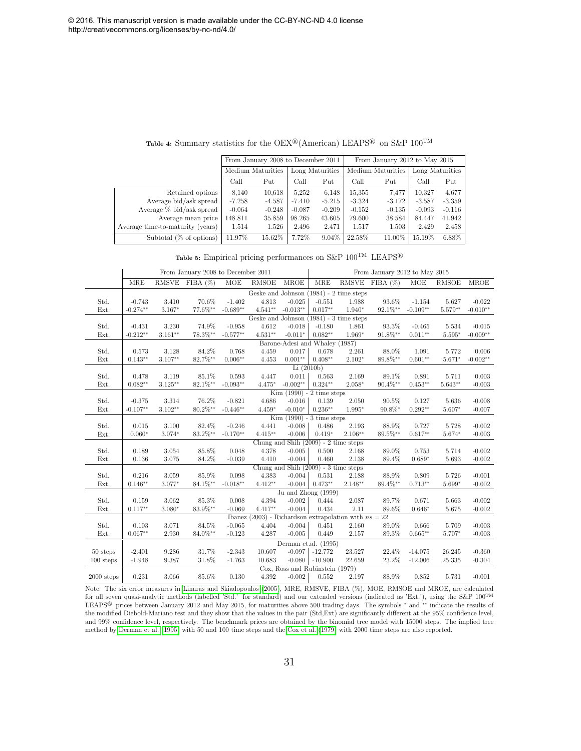© 2016. This manuscript version is made available under the CC-BY-NC-ND 4.0 license http://creativecommons.org/licenses/by-nc-nd/4.0/

**Table 4:** Summary statistics for the OEX®(American) LEAPS® on S&P 100™

| | From January 2008 to December 2011 | | | | From January 2012 to May 2015 | | | |
|---|---|---|---|---|---|---|---|---|
| | Medium Maturities | | Long Maturities | | Medium Maturities | | Long Maturities | |
| | Call | Put | Call | Put | Call | Put | Call | Put |
| Retained options | 8,140 | 10,618 | 5,252 | 6,148 | 15,355 | 7,477 | 10,327 | 4,677 |
| Average bid/ask spread | -7.258 | -4.587 | -7.410 | -5.215 | -3.324 | -3.172 | -3.587 | -3.359 |
| Average % bid/ask spread | -0.064 | -0.248 | -0.087 | -0.209 | -0.152 | -0.135 | -0.093 | -0.116 |
| Average mean price | 148.811 | 35.859 | 98.265 | 43.605 | 79.600 | 38.584 | 84.447 | 41.942 |
| Average time-to-maturity (years) | 1.514 | 1.526 | 2.496 | 2.471 | 1.517 | 1.503 | 2.429 | 2.458 |
| Subtotal (% of options) | 11.97% | 15.62% | 7.72% | 9.04% | 22.58% | 11.00% | 15.19% | 6.88% |

**Table 5:** Empirical pricing performances on S&P 100™ LEAPS®

| | From January 2008 to December 2011 | | | | | | From January 2012 to May 2015 | | | | | |
|---|---|---|---|---|---|---|---|---|---|---|---|---|
| | MRE | RMSVE | FIBA (%) | MOE | RMSOE | MROE | MRE | RMSVE | FIBA (%) | MOE | RMSOE | MROE |
| | | | | | | Geske and Johnson (1984) - 2 time steps | | | | | | |
| Std. | -0.743 | 3.410 | 70.6% | -1.402 | 4.813 | -0.025 | -0.551 | 1.988 | 93.6% | -1.154 | 5.627 | -0.022 |
| Ext. | -0.274** | 3.167* | 77.6%** | -0.689** | 4.541** | -0.013** | 0.017** | 1.940* | 92.1%** | -0.109** | 5.579** | -0.010** |
| | | | | | | Geske and Johnson (1984) - 3 time steps | | | | | | |
| Std. | -0.431 | 3.230 | 74.9% | -0.958 | 4.612 | -0.018 | -0.180 | 1.861 | 93.3% | -0.465 | 5.534 | -0.015 |
| Ext. | -0.212** | 3.161** | 78.3%** | -0.577** | 4.531** | -0.011* | 0.082** | 1.969* | 91.8%** | 0.011** | 5.595* | -0.009** |
| | | | | | | Barone-Adesi and Whaley (1987) | | | | | | |
| Std. | 0.573 | 3.128 | 84.2% | 0.768 | 4.459 | 0.017 | 0.678 | 2.261 | 88.0% | 1.091 | 5.772 | 0.006 |
| Ext. | 0.143** | 3.107** | 82.7%** | 0.006** | 4.453 | 0.001** | 0.408** | 2.102* | 89.8%** | 0.601** | 5.671* | -0.002** |
| | | | | | | Li (2010b) | | | | | | |
| Std. | 0.478 | 3.119 | 85.1% | 0.593 | 4.447 | 0.011 | 0.563 | 2.169 | 89.1% | 0.891 | 5.711 | 0.003 |
| Ext. | 0.082** | 3.125** | 82.1%** | -0.093** | 4.475* | -0.002** | 0.324** | 2.058* | 90.4%** | 0.453** | 5.643** | -0.003 |
| | | | | | | Kim (1990) - 2 time steps | | | | | | |
| Std. | -0.375 | 3.314 | 76.2% | -0.821 | 4.686 | -0.016 | 0.139 | 2.050 | 90.5% | 0.127 | 5.636 | -0.008 |
| Ext. | -0.107** | 3.102** | 80.2%** | -0.446** | 4.459* | -0.010* | 0.236** | 1.995* | 90.8%* | 0.292** | 5.607* | -0.007 |
| | | | | | | Kim (1990) - 3 time steps | | | | | | |
| Std. | 0.015 | 3.100 | 82.4% | -0.246 | 4.441 | -0.008 | 0.486 | 2.193 | 88.9% | 0.727 | 5.728 | -0.002 |
| Ext. | 0.060* | 3.074* | 83.2%** | -0.170** | 4.415** | -0.006 | 0.419* | 2.106** | 89.5%** | 0.617** | 5.674* | -0.003 |
| | | | | | | Chung and Shih (2009) - 2 time steps | | | | | | |
| Std. | 0.189 | 3.054 | 85.8% | 0.048 | 4.378 | -0.005 | 0.500 | 2.168 | 89.0% | 0.753 | 5.714 | -0.002 |
| Ext. | 0.136 | 3.075 | 84.2% | -0.039 | 4.410 | -0.004 | 0.460 | 2.138 | 89.4% | 0.689* | 5.693 | -0.002 |
| | | | | | | Chung and Shih (2009) - 3 time steps | | | | | | |
| Std. | 0.216 | 3.059 | 85.9% | 0.098 | 4.383 | -0.004 | 0.531 | 2.188 | 88.9% | 0.809 | 5.726 | -0.001 |
| Ext. | 0.146** | 3.077* | 84.1%** | -0.018** | 4.412** | -0.004 | 0.473** | 2.148** | 89.4%** | 0.713** | 5.699* | -0.002 |
| | | | | | | Ju and Zhong (1999) | | | | | | |
| Std. | 0.159 | 3.062 | 85.3% | 0.008 | 4.394 | -0.002 | 0.444 | 2.087 | 89.7% | 0.671 | 5.663 | -0.002 |
| Ext. | 0.117** | 3.080* | 83.9%** | -0.069 | 4.417** | -0.004 | 0.434 | 2.11 | 89.6% | 0.646* | 5.675 | -0.002 |
| | | | | | | Ibanez (2003) - Richardson extrapolation with $ns = 22$ | | | | | | |
| Std. | 0.103 | 3.071 | 84.5% | -0.065 | 4.404 | -0.004 | 0.451 | 2.160 | 89.0% | 0.666 | 5.709 | -0.003 |
| Ext. | 0.067** | 2.930 | 84.0%** | -0.123 | 4.287 | -0.005 | 0.449 | 2.157 | 89.3% | 0.665** | 5.707* | -0.003 |
| | | | | | | Derman et.al. (1995) | | | | | | |
| 50 steps | -2.401 | 9.286 | 31.7% | -2.343 | 10.607 | -0.097 | -12.772 | 23.527 | 22.4% | -14.075 | 26.245 | -0.360 |
| 100 steps | -1.948 | 9.387 | 31.8% | -1.763 | 10.683 | -0.080 | -10.900 | 22.659 | 23.2% | -12.006 | 25.335 | -0.304 |
| | | | | | | Cox, Ross and Rubinstein (1979) | | | | | | |
| 2000 steps | 0.231 | 3.066 | 85.6% | 0.130 | 4.392 | -0.002 | 0.552 | 2.197 | 88.9% | 0.852 | 5.731 | -0.001 |

Note: The six error measures in Linaras and Skiadopoulos (2005), MRE, RMSVE, FIBA (%), MOE, RMSOE and MROE, are calculated for all seven quasi-analytic methods (labelled 'Std.' for standard) and our extended versions (indicated as 'Ext.'), using the S&P 100™ LEAPS® prices between January 2012 and May 2015, for maturities above 500 trading days. The symbols * and ** indicate the results of the modified Diebold-Mariano test and they show that the values in the pair (Std,Ext) are significantly different at the 95% confidence level, and 99% confidence level, respectively. The benchmark prices are obtained by the binomial tree model with 15000 steps. The implied tree method by Derman et al. (1995) with 50 and 100 time steps and the Cox et al. (1979) with 2000 time steps are also reported.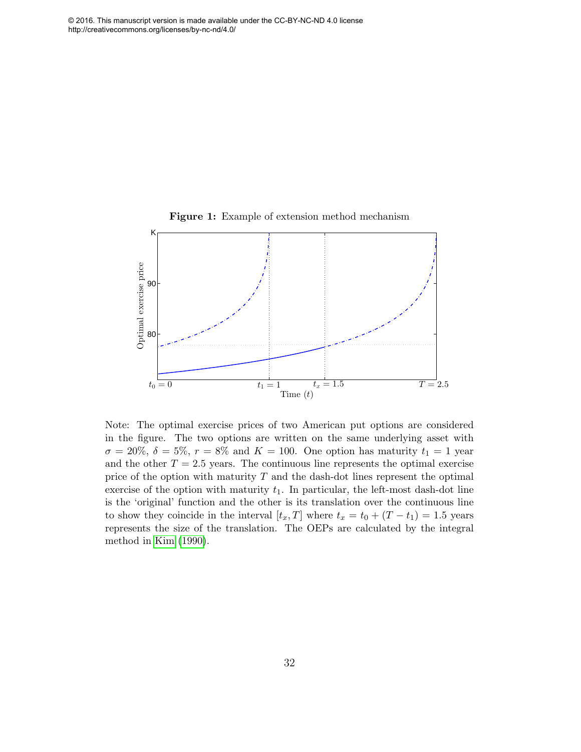**Figure 1:** Example of extension method mechanism

Note: The optimal exercise prices of two American put options are considered in the figure. The two options are written on the same underlying asset with $\sigma = 20\%$, $\delta = 5\%$, $r = 8\%$ and $K = 100$. One option has maturity $t_1 = 1$ year and the other $T = 2.5$ years. The continuous line represents the optimal exercise price of the option with maturity $T$ and the dash-dot lines represent the optimal exercise of the option with maturity $t_1$. In particular, the left-most dash-dot line is the 'original' function and the other is its translation over the continuous line to show they coincide in the interval $[t_x, T]$ where $t_x = t_0 + (T - t_1) = 1.5$ years represents the size of the translation. The OEPs are calculated by the integral method in Kim (1990).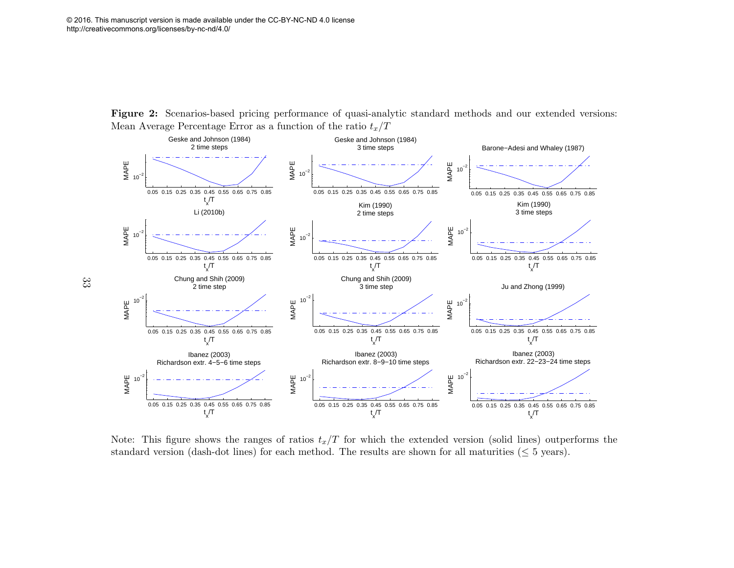© 2016. This manuscript version is made available under the CC-BY-NC-ND 4.0 license
http://creativecommons.org/licenses/by-nc-nd/4.0/

**Figure 2:** Scenarios-based pricing performance of quasi-analytic standard methods and our extended versions: Mean Average Percentage Error as a function of the ratio $t_x/T$

Geske and Johnson (1984)
2 time steps

Geske and Johnson (1984)
3 time steps

Barone−Adesi and Whaley (1987)

Li (2010b)

Kim (1990)
2 time steps

Kim (1990)
3 time steps

Chung and Shih (2009)
2 time step

Chung and Shih (2009)
3 time step

Ju and Zhong (1999)

Ibanez (2003)
Richardson extr. 4−5−6 time steps

Ibanez (2003)
Richardson extr. 8−9−10 time steps

Ibanez (2003)
Richardson extr. 22−23−24 time steps

MAPE

$10^{-2}$

0.05 0.15 0.25 0.35 0.45 0.55 0.65 0.75 0.85

$t_x/T$

Note: This figure shows the ranges of ratios $t_x/T$ for which the extended version (solid lines) outperforms the standard version (dash-dot lines) for each method. The results are shown for all maturities ($\leq$ 5 years).